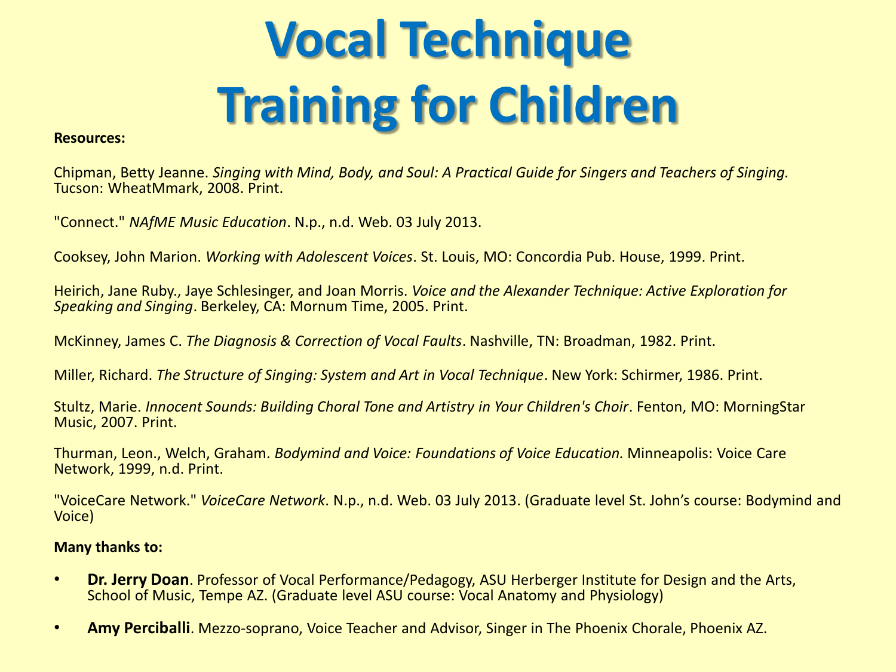# Vocal Technique Training for Children

**Resources:**

Chipman, Betty Jeanne. *Singing with Mind, Body, and Soul: A Practical Guide for Singers and Teachers of Singing.* Tucson: WheatMmark, 2008. Print.

"Connect." *NAfME Music Education*. N.p., n.d. Web. 03 July 2013.

Cooksey, John Marion. *Working with Adolescent Voices*. St. Louis, MO: Concordia Pub. House, 1999. Print.

Heirich, Jane Ruby., Jaye Schlesinger, and Joan Morris. *Voice and the Alexander Technique: Active Exploration for Speaking and Singing*. Berkeley, CA: Mornum Time, 2005. Print.

McKinney, James C. *The Diagnosis & Correction of Vocal Faults*. Nashville, TN: Broadman, 1982. Print.

Miller, Richard. *The Structure of Singing: System and Art in Vocal Technique*. New York: Schirmer, 1986. Print.

Stultz, Marie. *Innocent Sounds: Building Choral Tone and Artistry in Your Children's Choir*. Fenton, MO: MorningStar Music, 2007. Print.

Thurman, Leon., Welch, Graham. *Bodymind and Voice: Foundations of Voice Education.* Minneapolis: Voice Care Network, 1999, n.d. Print.

"VoiceCare Network." *VoiceCare Network*. N.p., n.d. Web. 03 July 2013. (Graduate level St. John's course: Bodymind and Voice)

**Many thanks to:**

- **Dr. Jerry Doan**. Professor of Vocal Performance/Pedagogy, ASU Herberger Institute for Design and the Arts, School of Music, Tempe AZ. (Graduate level ASU course: Vocal Anatomy and Physiology)
- **Amy Perciballi**. Mezzo-soprano, Voice Teacher and Advisor, Singer in The Phoenix Chorale, Phoenix AZ.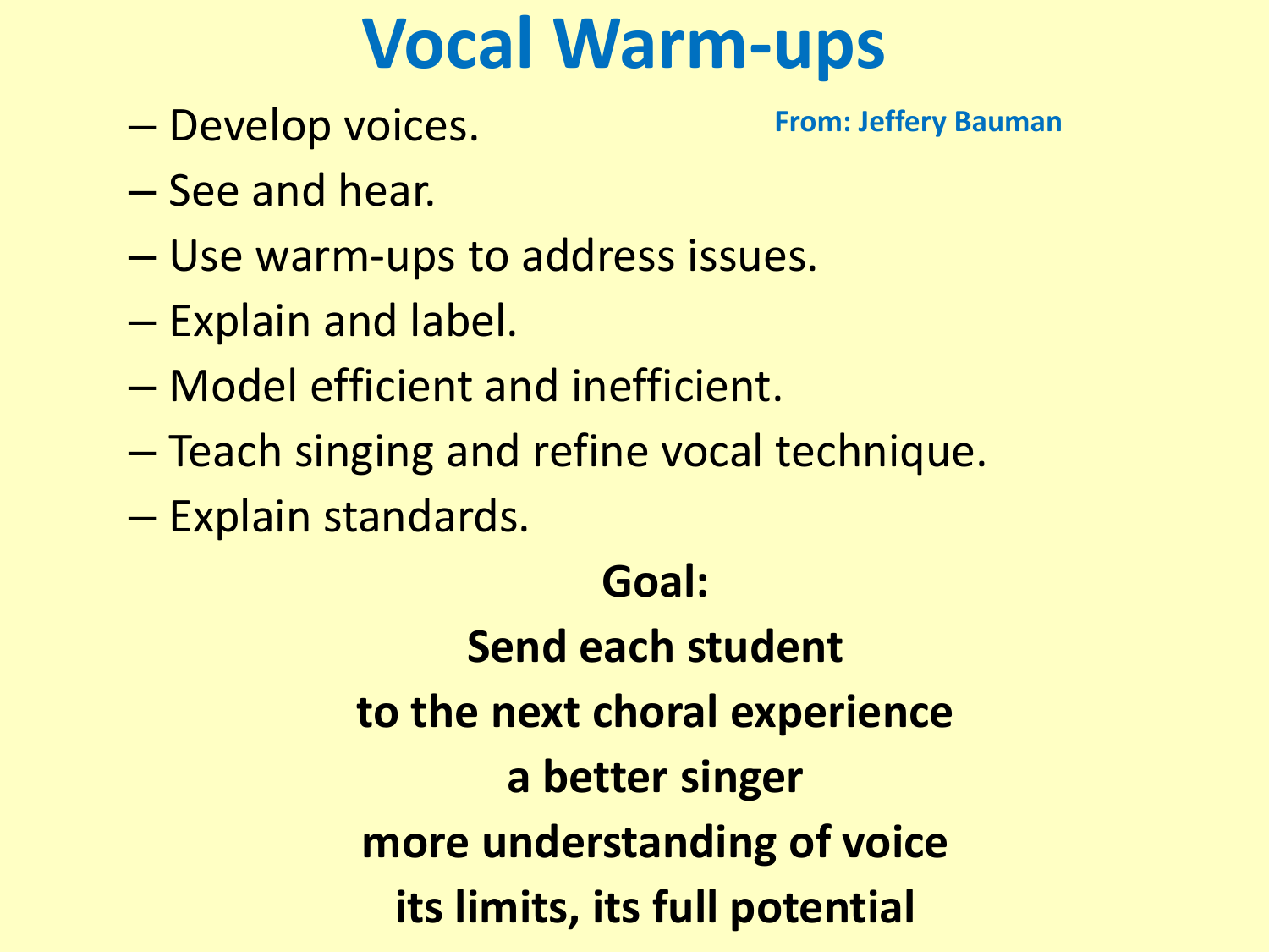# Vocal Warm-ups

From: Jeffery Bauman

- Develop voices.
- See and hear.
- Use warm-ups to address issues.
- Explain and label.
- Model efficient and inefficient.
- Teach singing and refine vocal technique.
- Explain standards.

**Goal:**

**Send each student**

**to the next choral experience**

**a better singer**

**more understanding of voice**

**its limits, its full potential**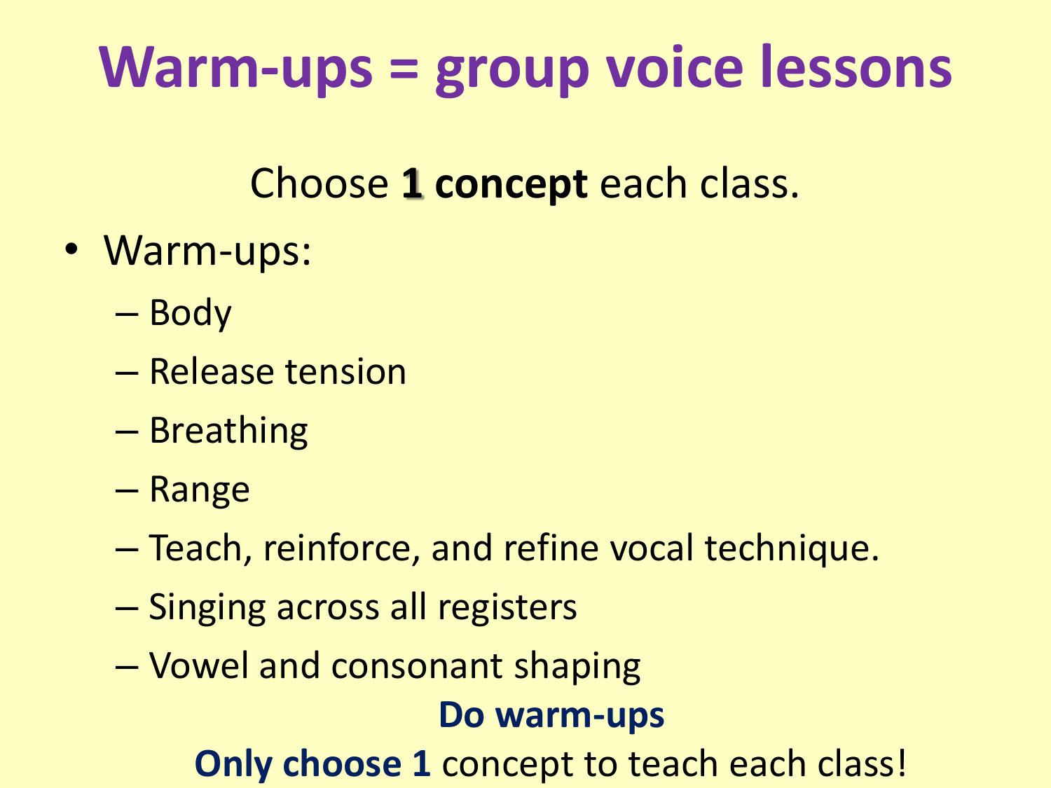# Warm-ups = group voice lessons

Choose **1 concept** each class.

- Warm-ups:
  - Body
  - Release tension
  - Breathing
  - Range
  - Teach, reinforce, and refine vocal technique.
  - Singing across all registers
  - Vowel and consonant shaping

**Do warm-ups**

**Only choose 1** concept to teach each class!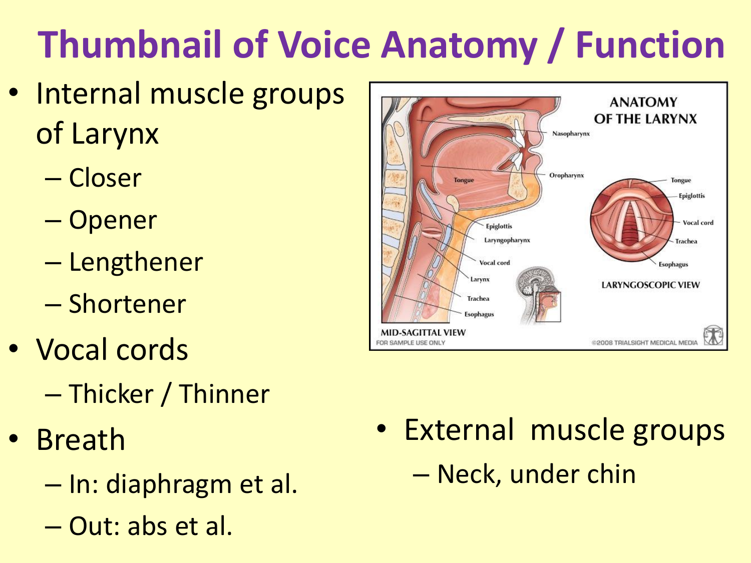# Thumbnail of Voice Anatomy / Function

- Internal muscle groups of Larynx
  - Closer
  - Opener
  - Lengthener
  - Shortener
- Vocal cords
  - Thicker / Thinner
- Breath
  - In: diaphragm et al.
  - Out: abs et al.
- External muscle groups
  - Neck, under chin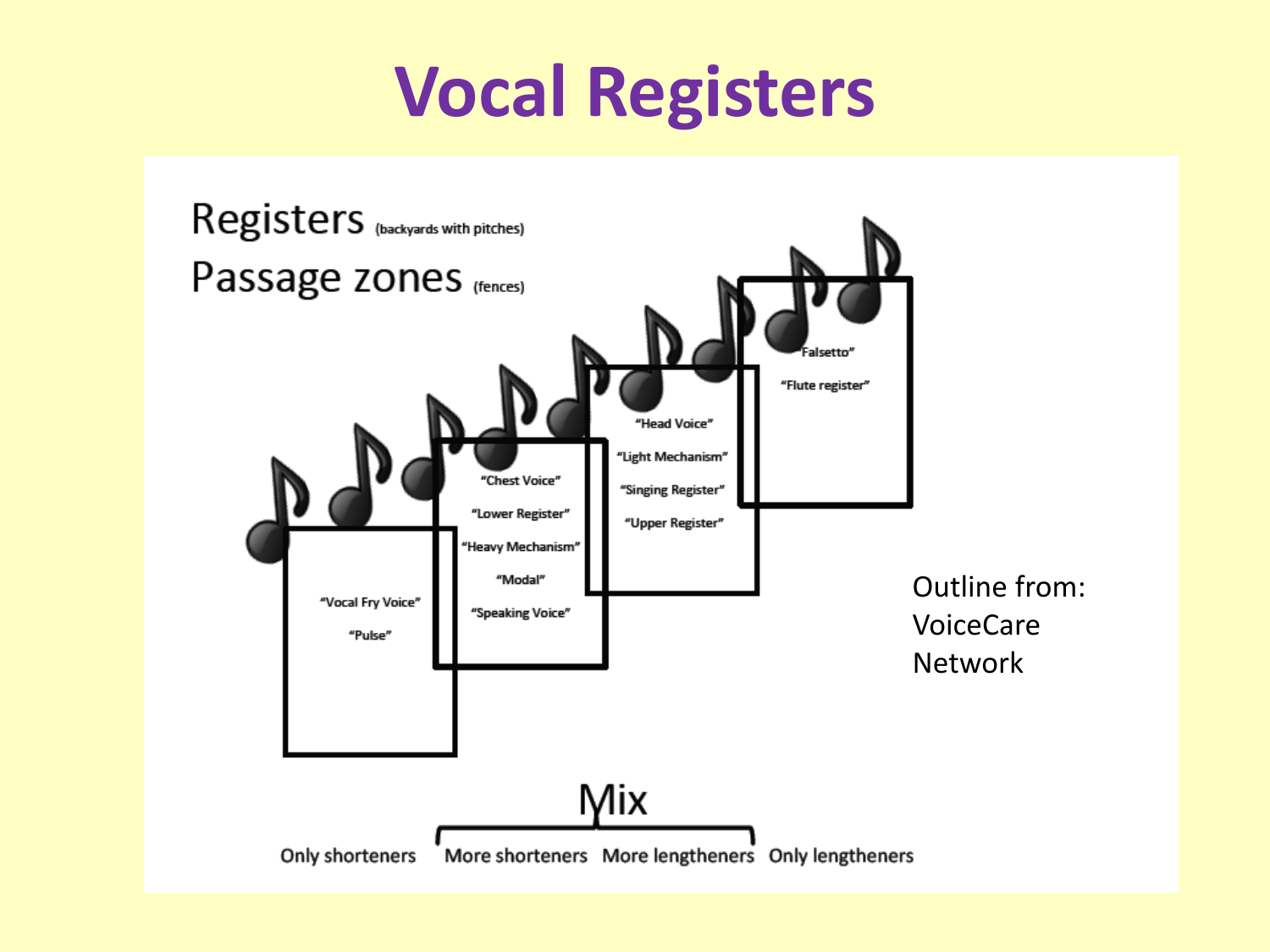# Vocal Registers

Registers (backyards with pitches)

Passage zones (fences)

"Vocal Fry Voice"

"Pulse"

"Chest Voice"

"Lower Register"

"Heavy Mechanism"

"Modal"

"Speaking Voice"

"Head Voice"

"Light Mechanism"

"Singing Register"

"Upper Register"

"Falsetto"

"Flute register"

Outline from: VoiceCare Network

Mix

Only shorteners | More shorteners | More lengtheners | Only lengtheners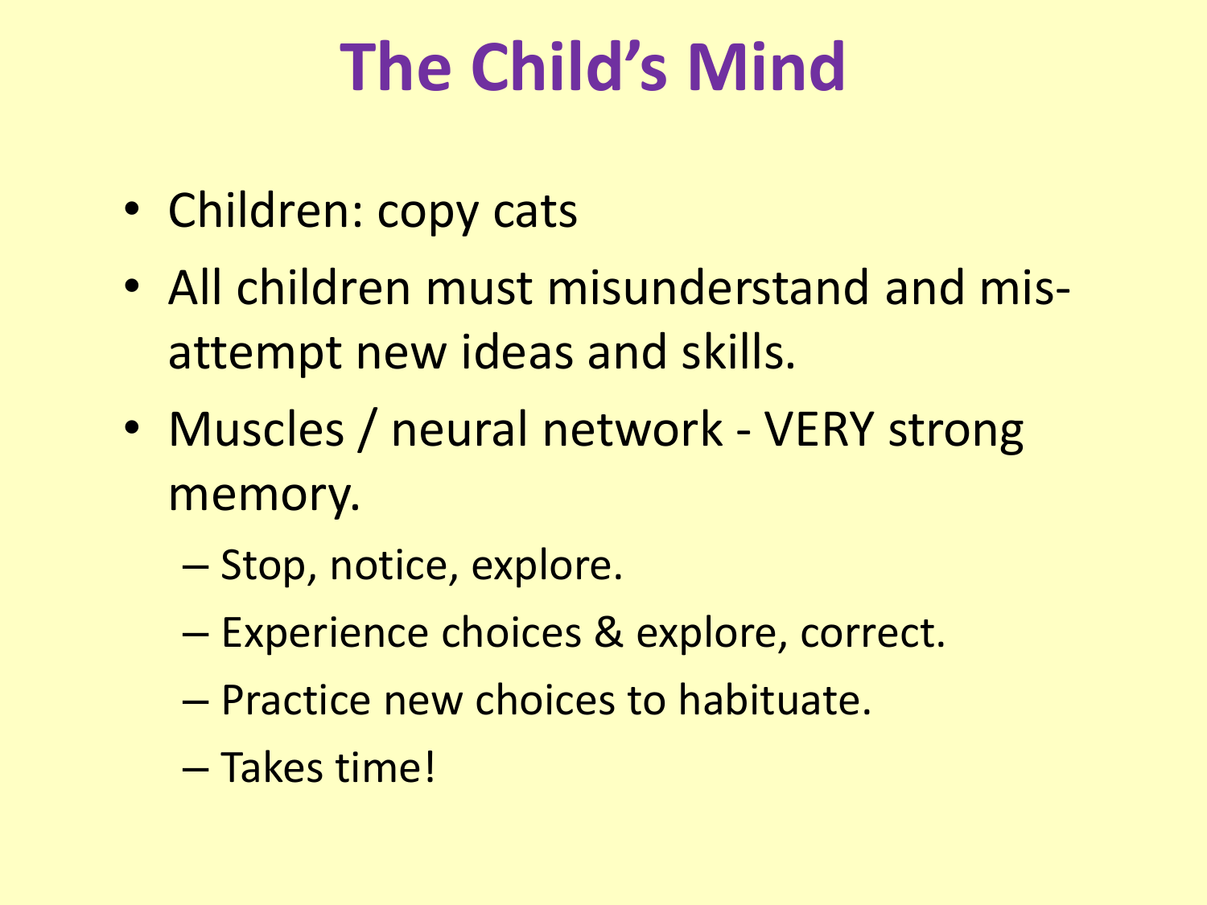# The Child's Mind

- Children: copy cats
- All children must misunderstand and mis-attempt new ideas and skills.
- Muscles / neural network - VERY strong memory.
  - Stop, notice, explore.
  - Experience choices & explore, correct.
  - Practice new choices to habituate.
  - Takes time!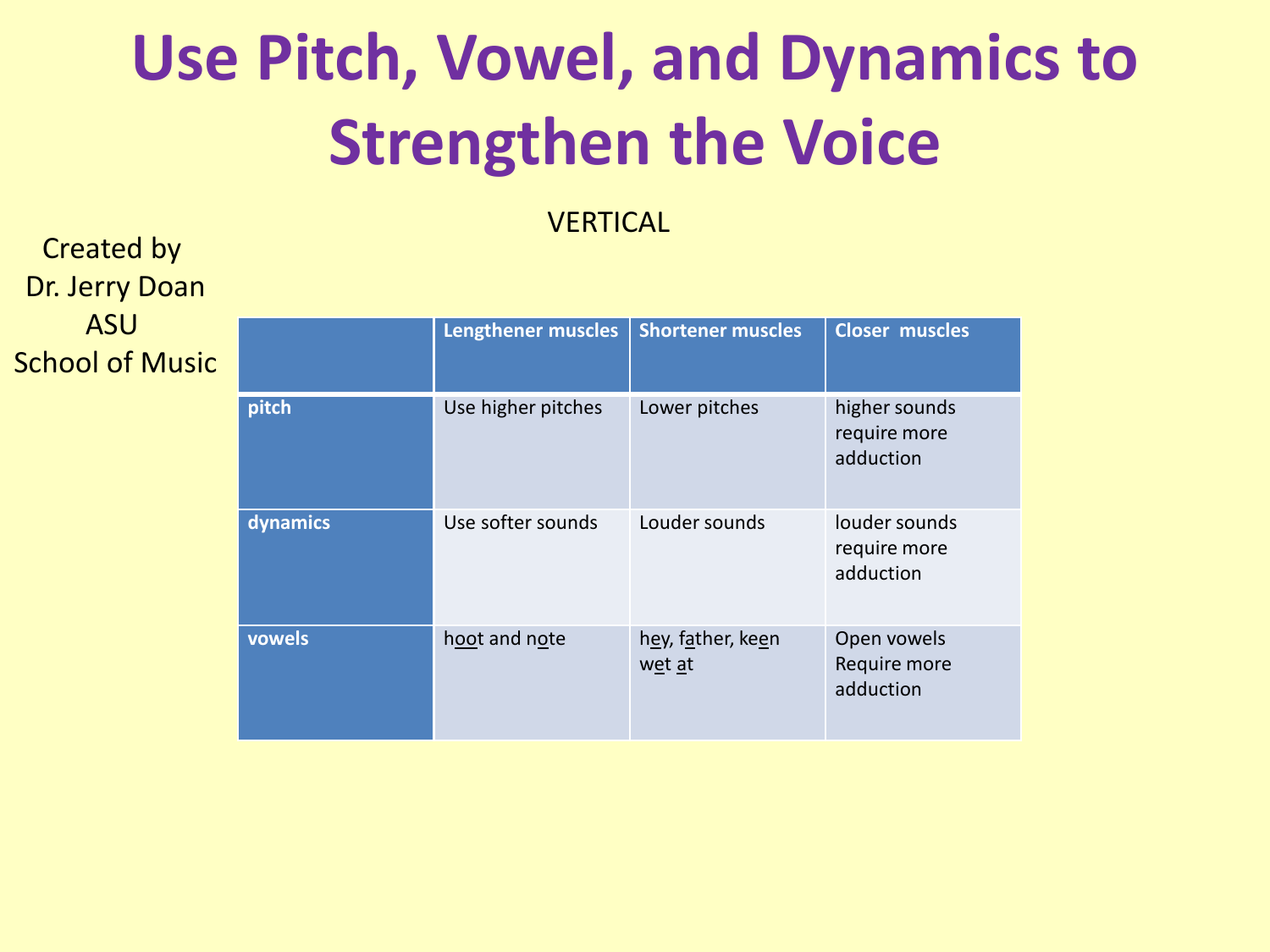# Use Pitch, Vowel, and Dynamics to Strengthen the Voice

VERTICAL

Created by
Dr. Jerry Doan
ASU
School of Music

| | Lengthener muscles | Shortener muscles | Closer muscles |
|---|---|---|---|
| **pitch** | Use higher pitches | Lower pitches | higher sounds require more adduction |
| **dynamics** | Use softer sounds | Louder sounds | louder sounds require more adduction |
| **vowels** | h<u>oo</u>t and n<u>o</u>te | h<u>e</u>y, f<u>a</u>ther, ke<u>e</u>n w<u>e</u>t <u>a</u>t | Open vowels Require more adduction |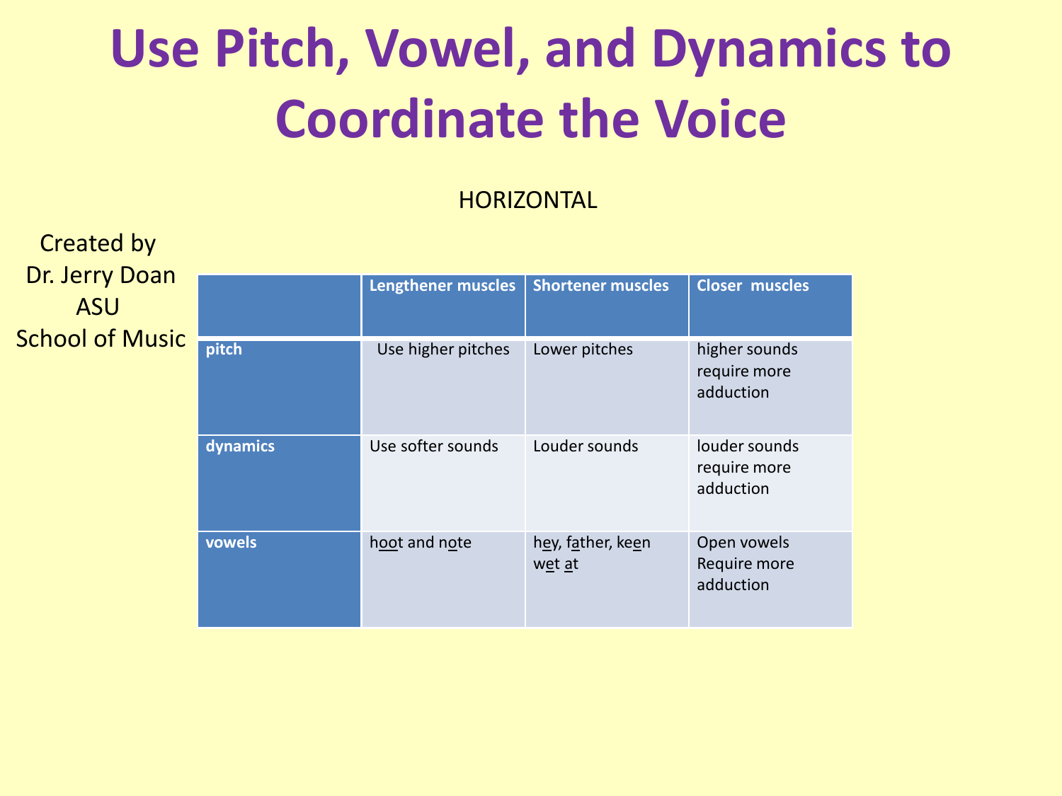# Use Pitch, Vowel, and Dynamics to Coordinate the Voice

HORIZONTAL

Created by
Dr. Jerry Doan
ASU
School of Music

| | **Lengthener muscles** | **Shortener muscles** | **Closer muscles** |
|---|---|---|---|
| **pitch** | Use higher pitches | Lower pitches | higher sounds require more adduction |
| **dynamics** | Use softer sounds | Louder sounds | louder sounds require more adduction |
| **vowels** | h<u>oo</u>t and n<u>o</u>te | h<u>e</u>y, f<u>a</u>ther, ke<u>e</u>n w<u>e</u>t <u>a</u>t | Open vowels Require more adduction |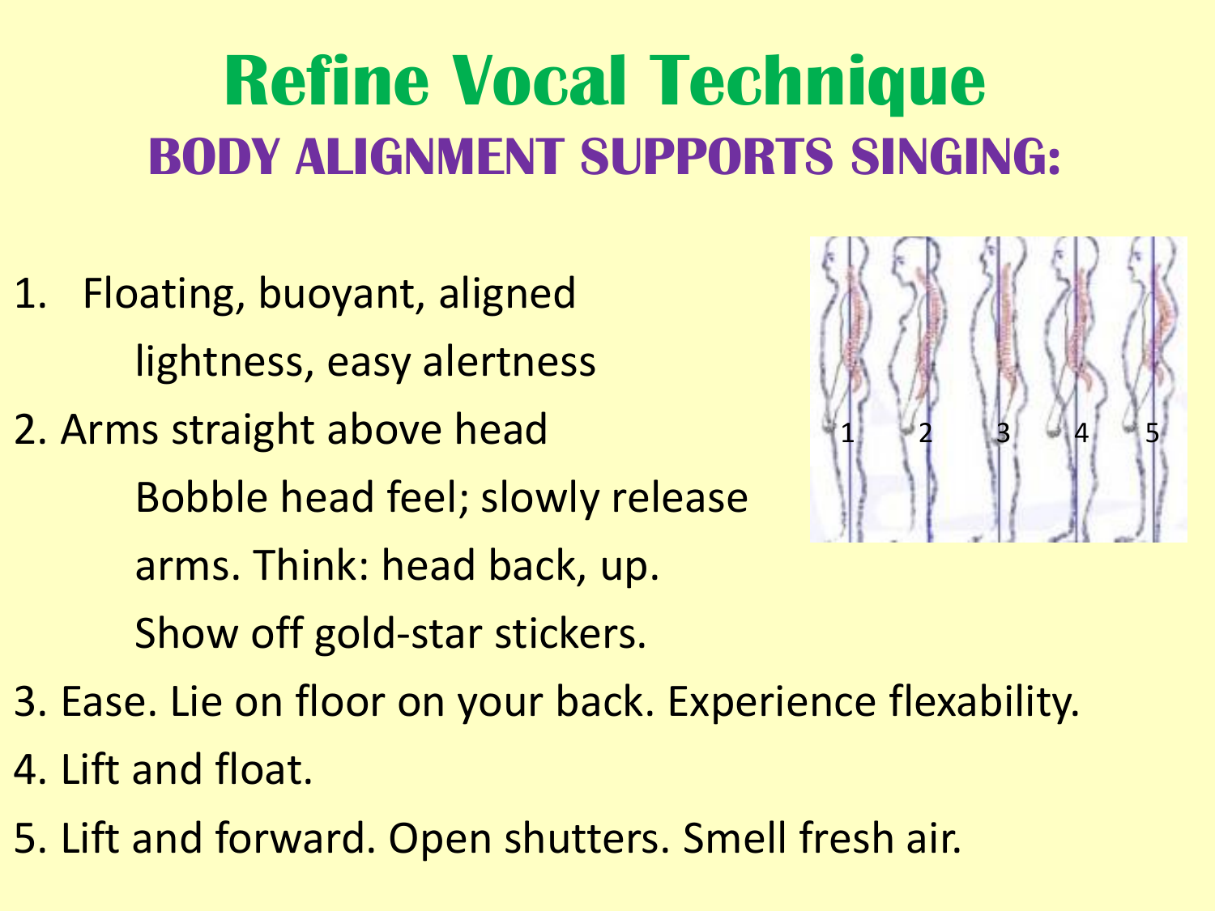# Refine Vocal Technique

## BODY ALIGNMENT SUPPORTS SINGING:

1. Floating, buoyant, aligned
   lightness, easy alertness
2. Arms straight above head
   Bobble head feel; slowly release
   arms. Think: head back, up.
   Show off gold-star stickers.
3. Ease. Lie on floor on your back. Experience flexability.
4. Lift and float.
5. Lift and forward. Open shutters. Smell fresh air.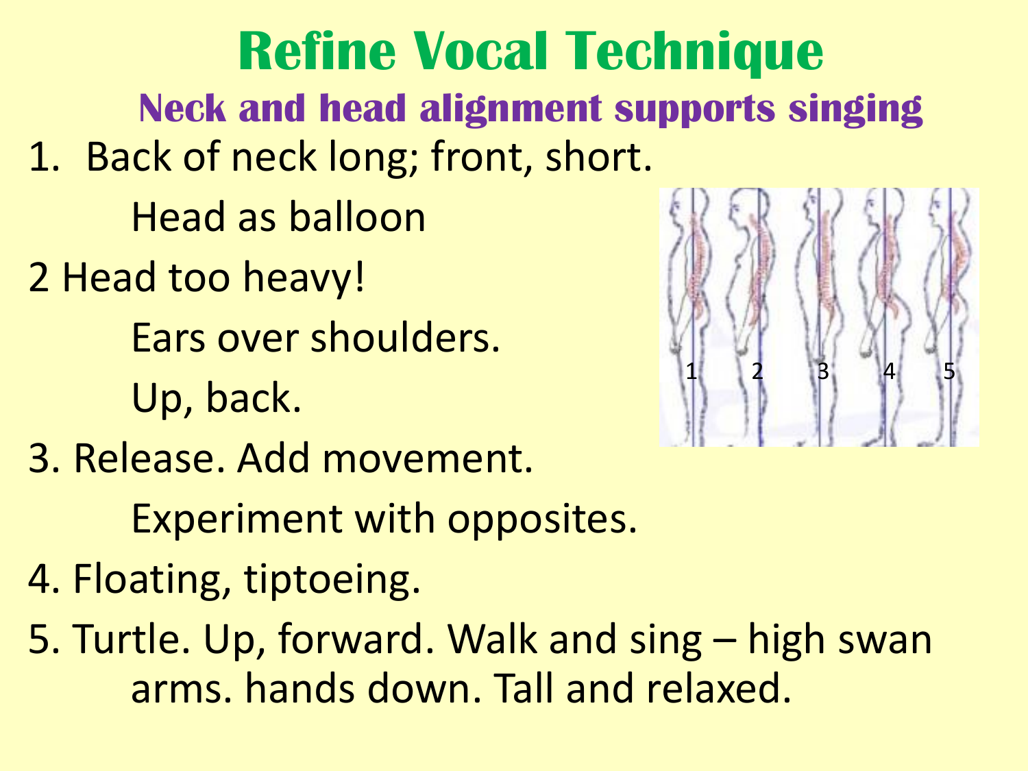# Refine Vocal Technique

## Neck and head alignment supports singing

1. Back of neck long; front, short.

    Head as balloon

2 Head too heavy!

    Ears over shoulders.

    Up, back.

3. Release. Add movement.

    Experiment with opposites.

4. Floating, tiptoeing.

5. Turtle. Up, forward. Walk and sing – high swan arms. hands down. Tall and relaxed.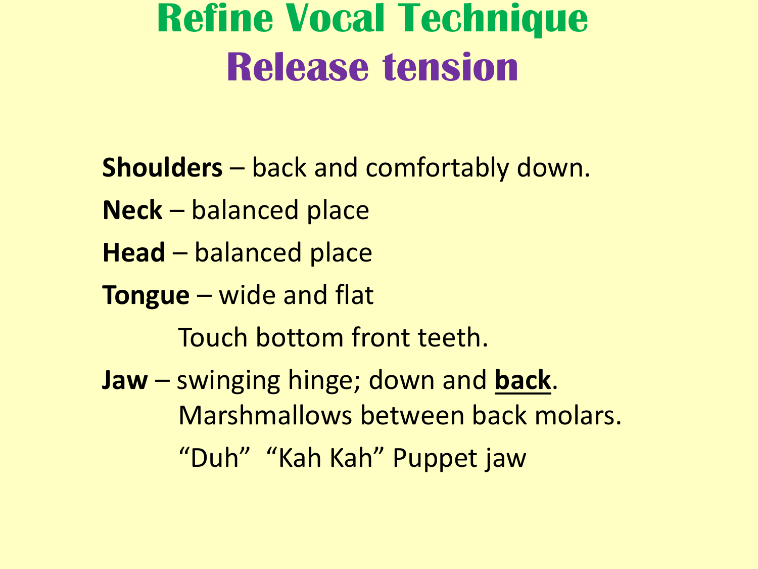# Refine Vocal Technique

## Release tension

**Shoulders** – back and comfortably down.

**Neck** – balanced place

**Head** – balanced place

**Tongue** – wide and flat

Touch bottom front teeth.

**Jaw** – swinging hinge; down and **<u>back</u>**.

Marshmallows between back molars.

"Duh" "Kah Kah" Puppet jaw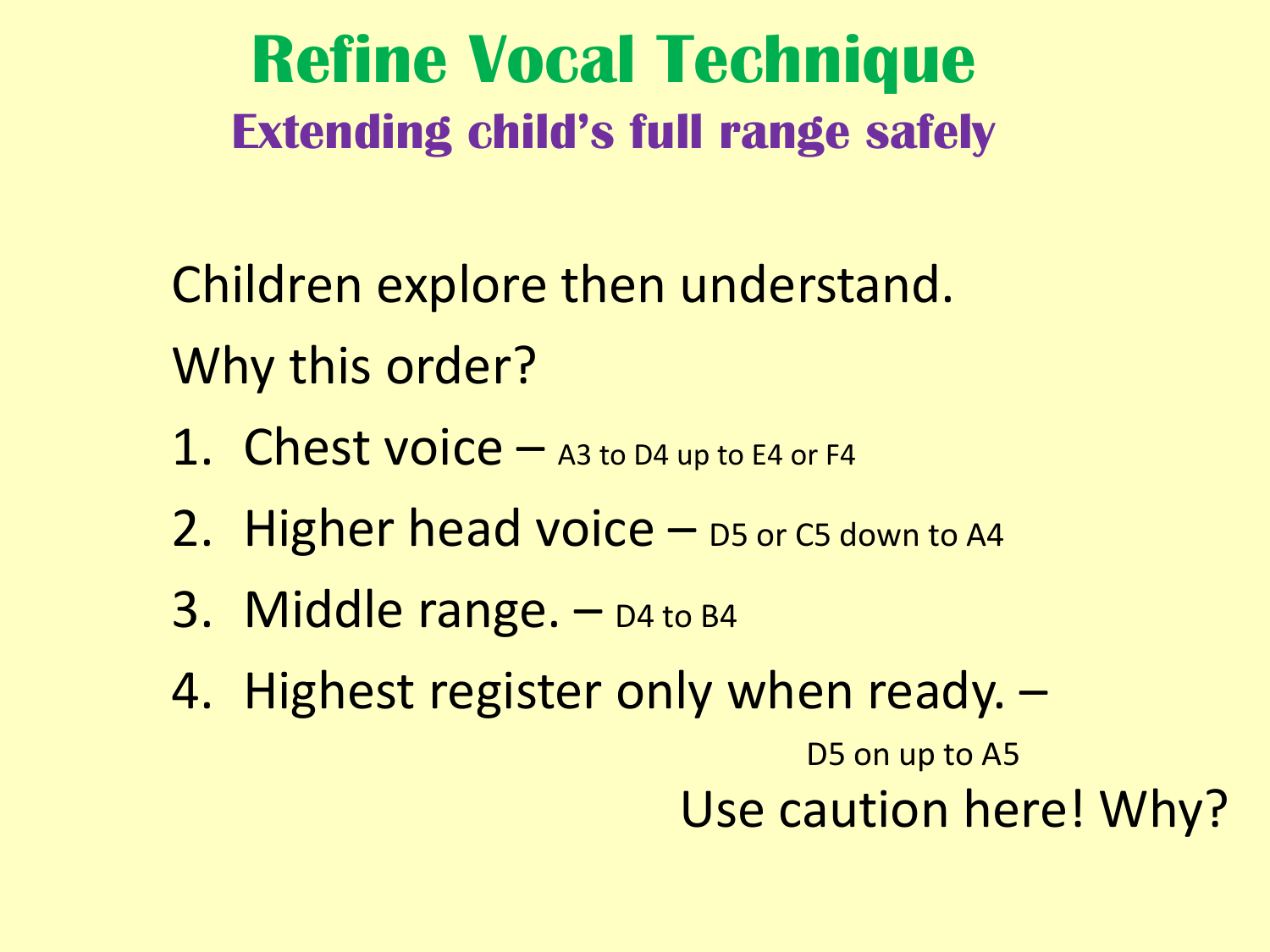# Refine Vocal Technique

## Extending child's full range safely

Children explore then understand.

Why this order?

1. Chest voice – A3 to D4 up to E4 or F4
2. Higher head voice – D5 or C5 down to A4
3. Middle range. – D4 to B4
4. Highest register only when ready. – D5 on up to A5

Use caution here! Why?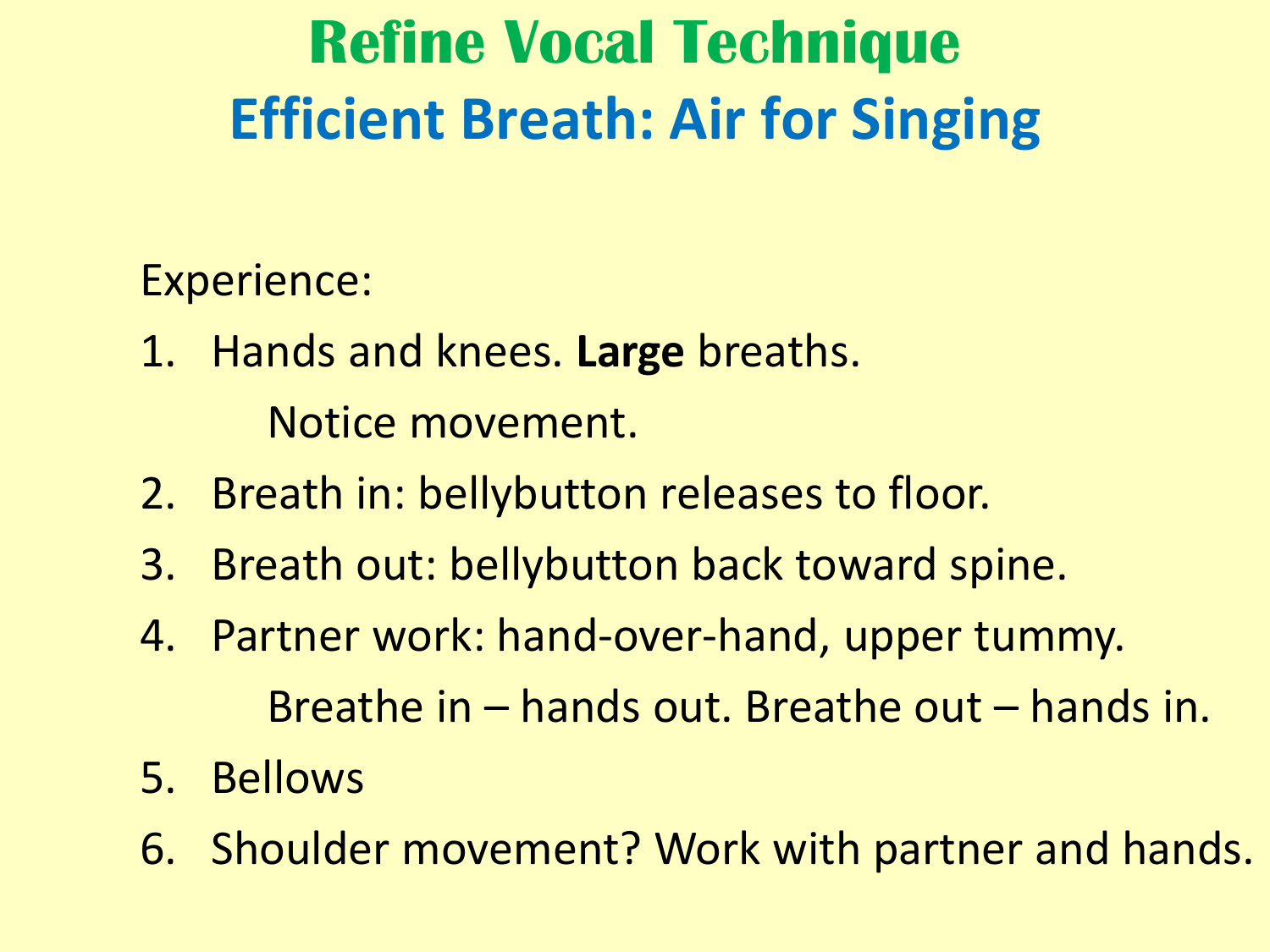# Refine Vocal Technique

## Efficient Breath: Air for Singing

Experience:

1. Hands and knees. **Large** breaths.
   Notice movement.
2. Breath in: bellybutton releases to floor.
3. Breath out: bellybutton back toward spine.
4. Partner work: hand-over-hand, upper tummy.
   Breathe in – hands out. Breathe out – hands in.
5. Bellows
6. Shoulder movement? Work with partner and hands.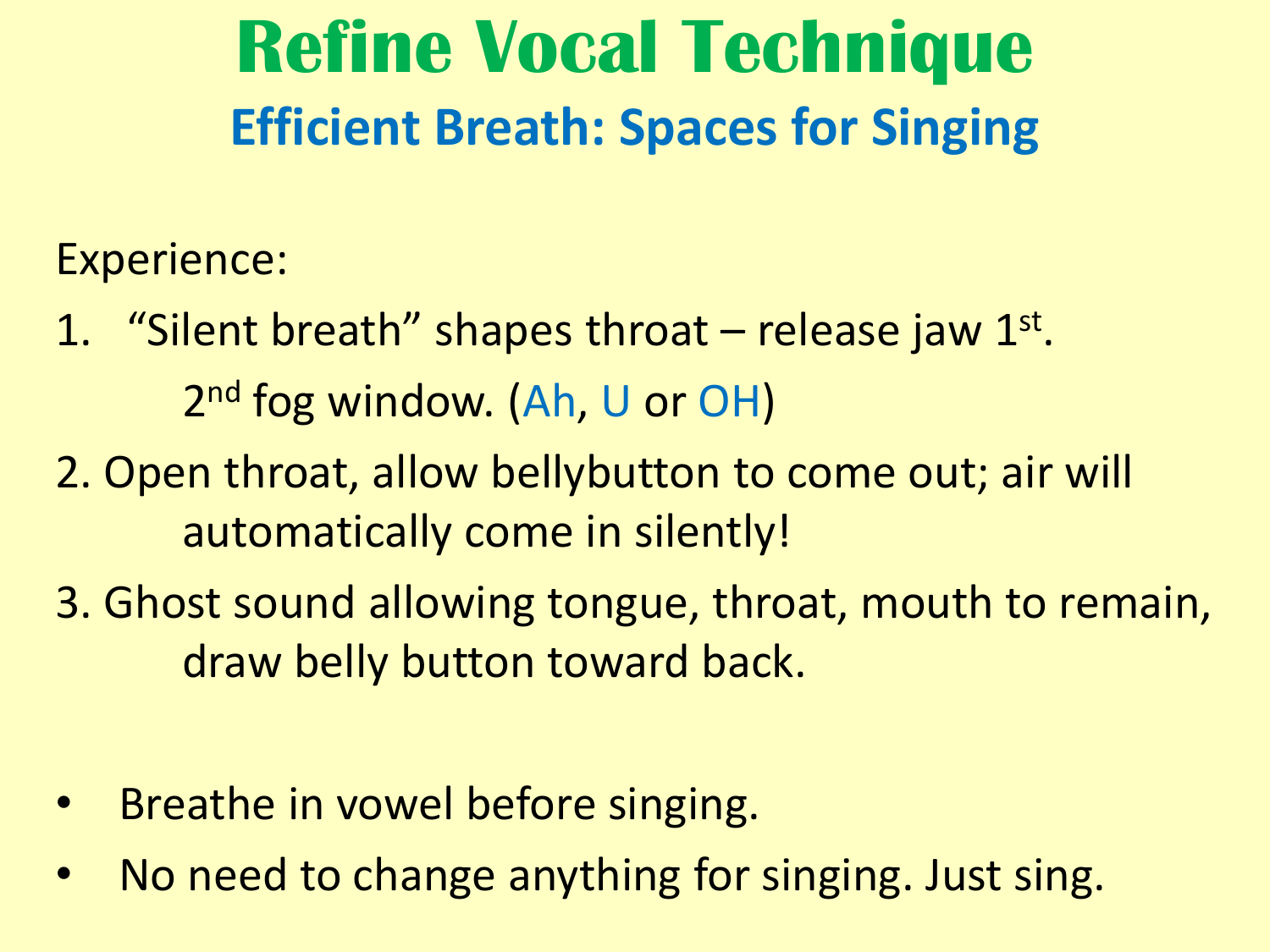# Refine Vocal Technique

## Efficient Breath: Spaces for Singing

Experience:

1. "Silent breath" shapes throat – release jaw 1st.
   2nd fog window. (Ah, U or OH)
2. Open throat, allow bellybutton to come out; air will automatically come in silently!
3. Ghost sound allowing tongue, throat, mouth to remain, draw belly button toward back.

- Breathe in vowel before singing.
- No need to change anything for singing. Just sing.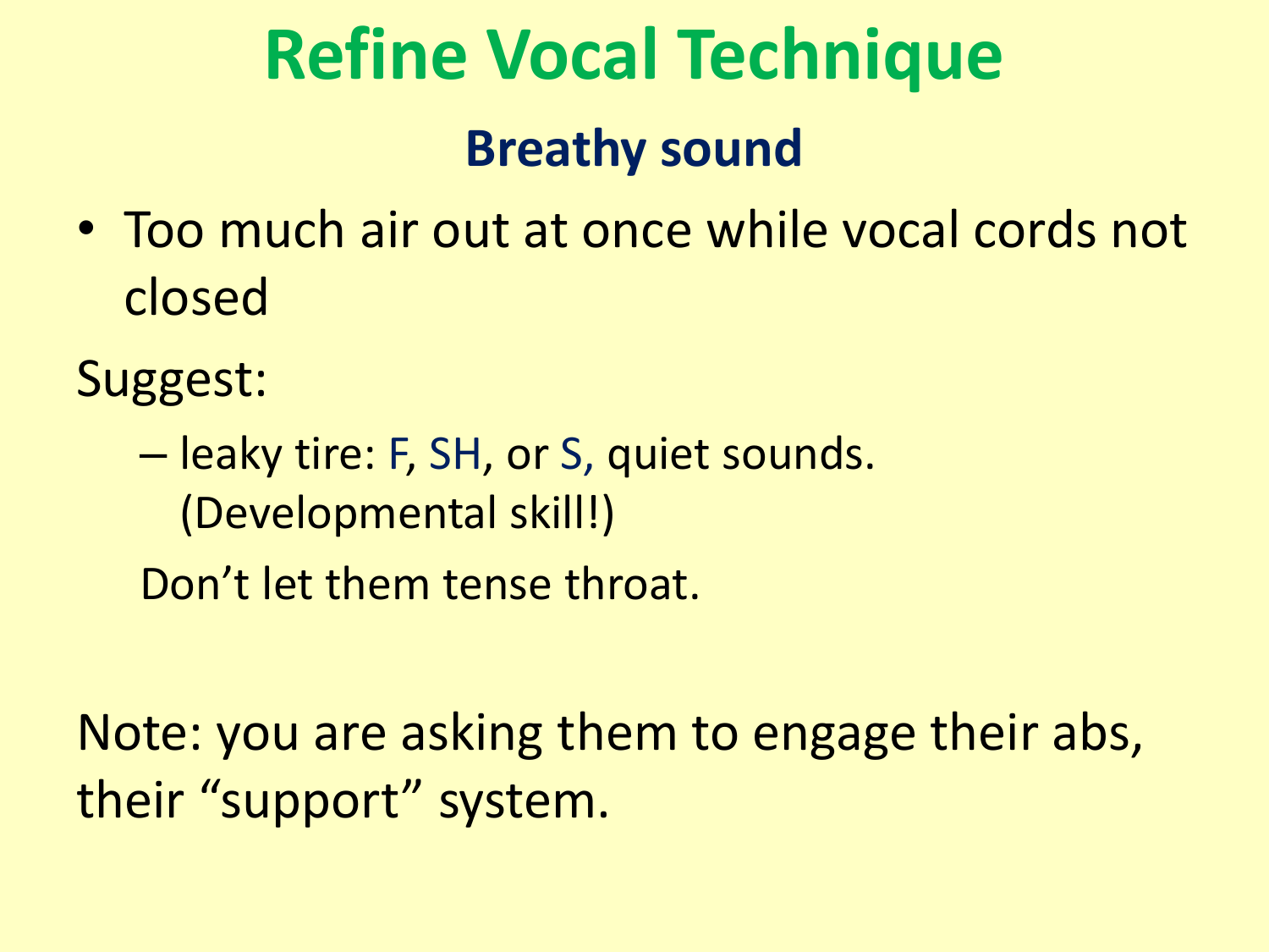# Refine Vocal Technique

## Breathy sound

- Too much air out at once while vocal cords not closed

Suggest:

- leaky tire: F, SH, or S, quiet sounds. (Developmental skill!)

  Don't let them tense throat.

Note: you are asking them to engage their abs, their "support" system.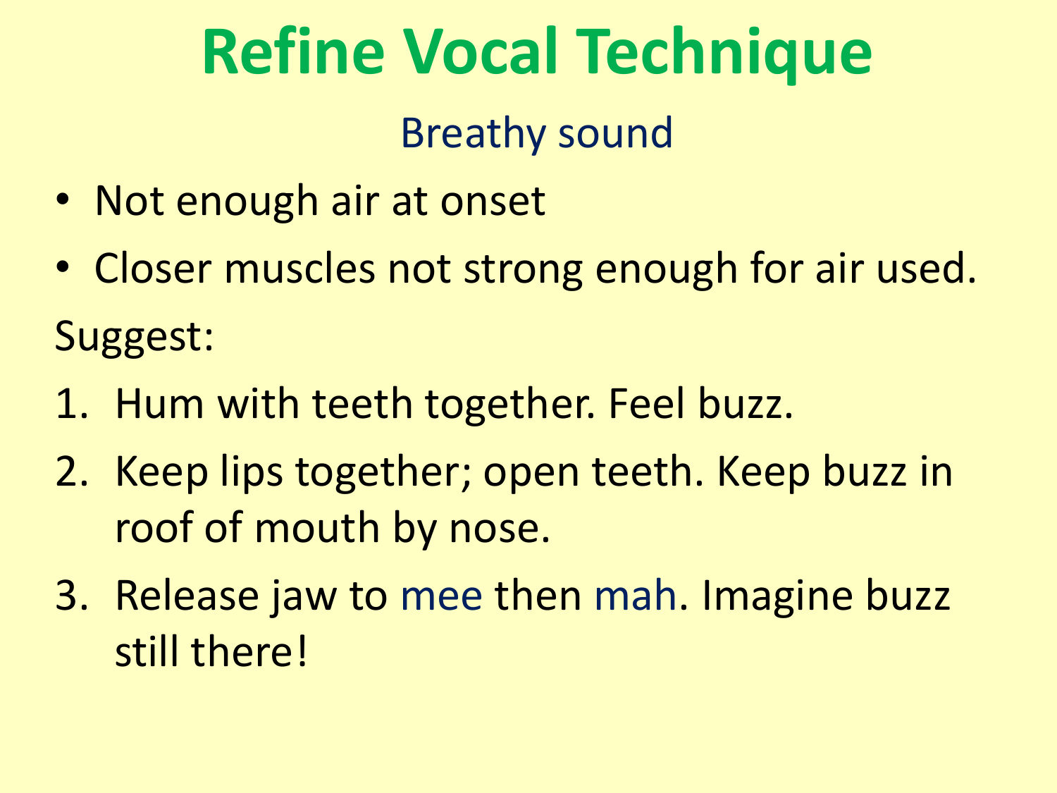# Refine Vocal Technique

## Breathy sound

- Not enough air at onset
- Closer muscles not strong enough for air used.

Suggest:

1. Hum with teeth together. Feel buzz.
2. Keep lips together; open teeth. Keep buzz in roof of mouth by nose.
3. Release jaw to mee then mah. Imagine buzz still there!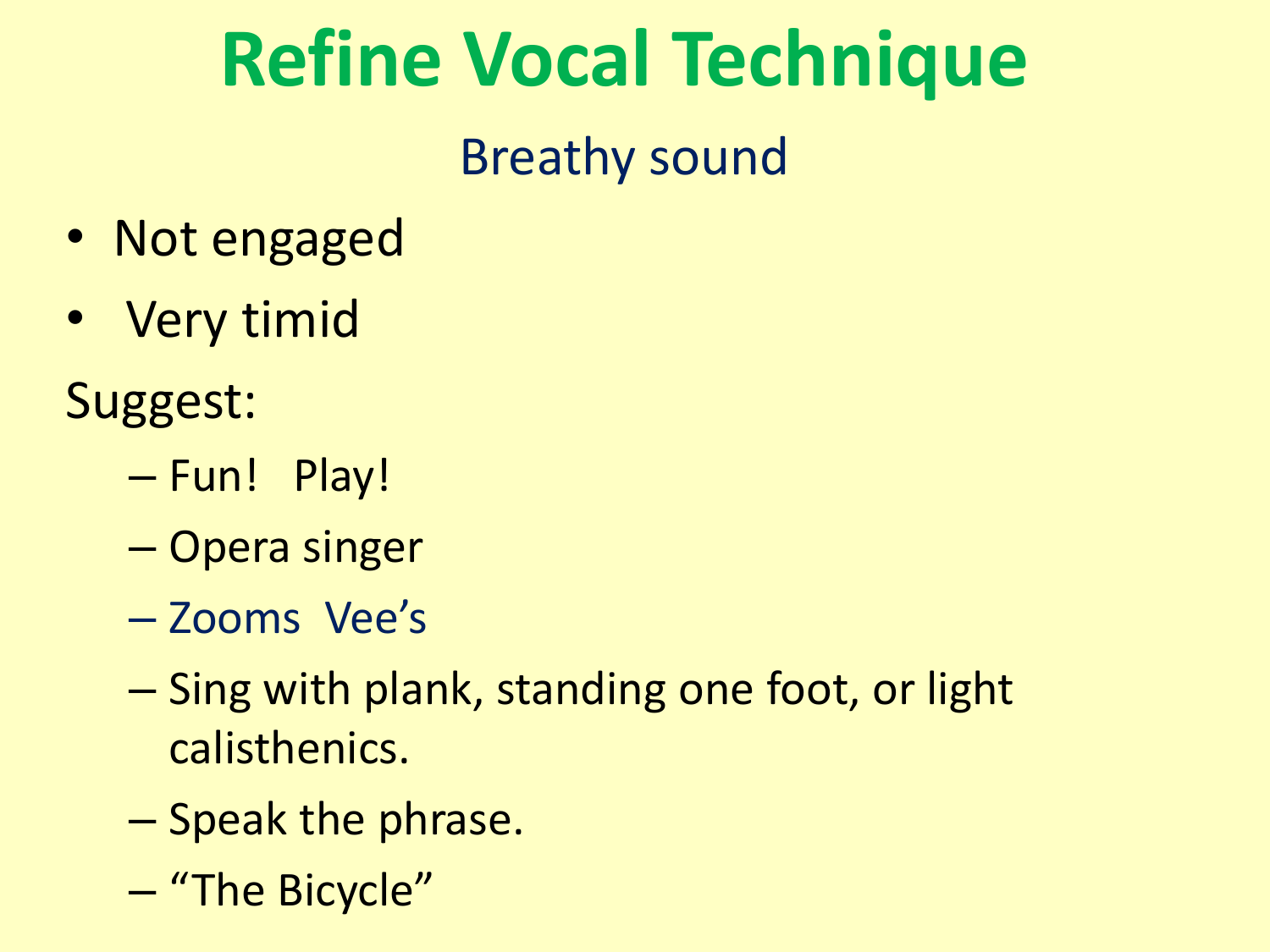# Refine Vocal Technique

## Breathy sound

- Not engaged
- Very timid

Suggest:

- Fun!   Play!
- Opera singer
- Zooms  Vee's
- Sing with plank, standing one foot, or light calisthenics.
- Speak the phrase.
- "The Bicycle"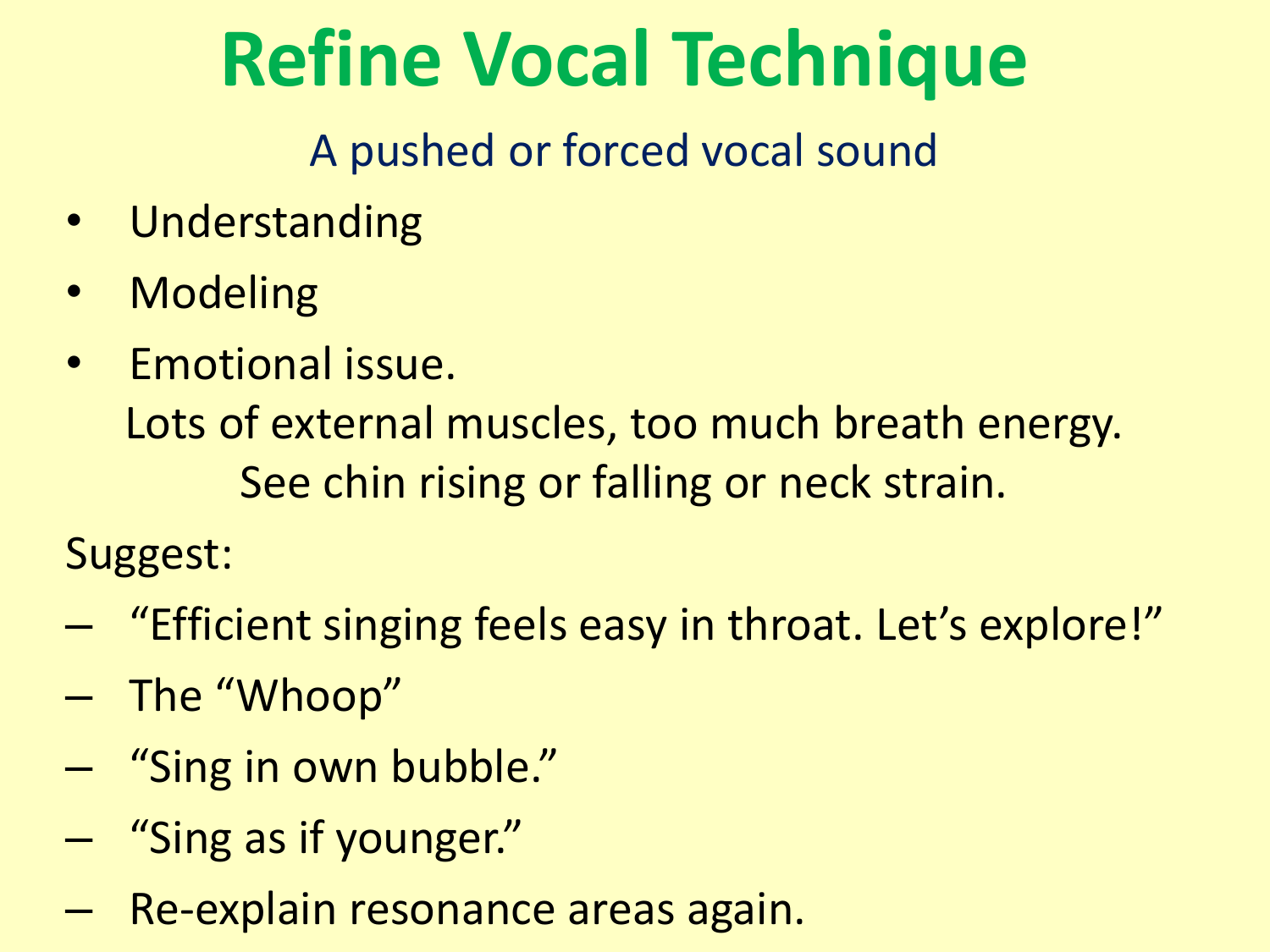# Refine Vocal Technique

A pushed or forced vocal sound

- Understanding
- Modeling
- Emotional issue.

Lots of external muscles, too much breath energy.
See chin rising or falling or neck strain.

Suggest:

- "Efficient singing feels easy in throat. Let's explore!"
- The "Whoop"
- "Sing in own bubble."
- "Sing as if younger."
- Re-explain resonance areas again.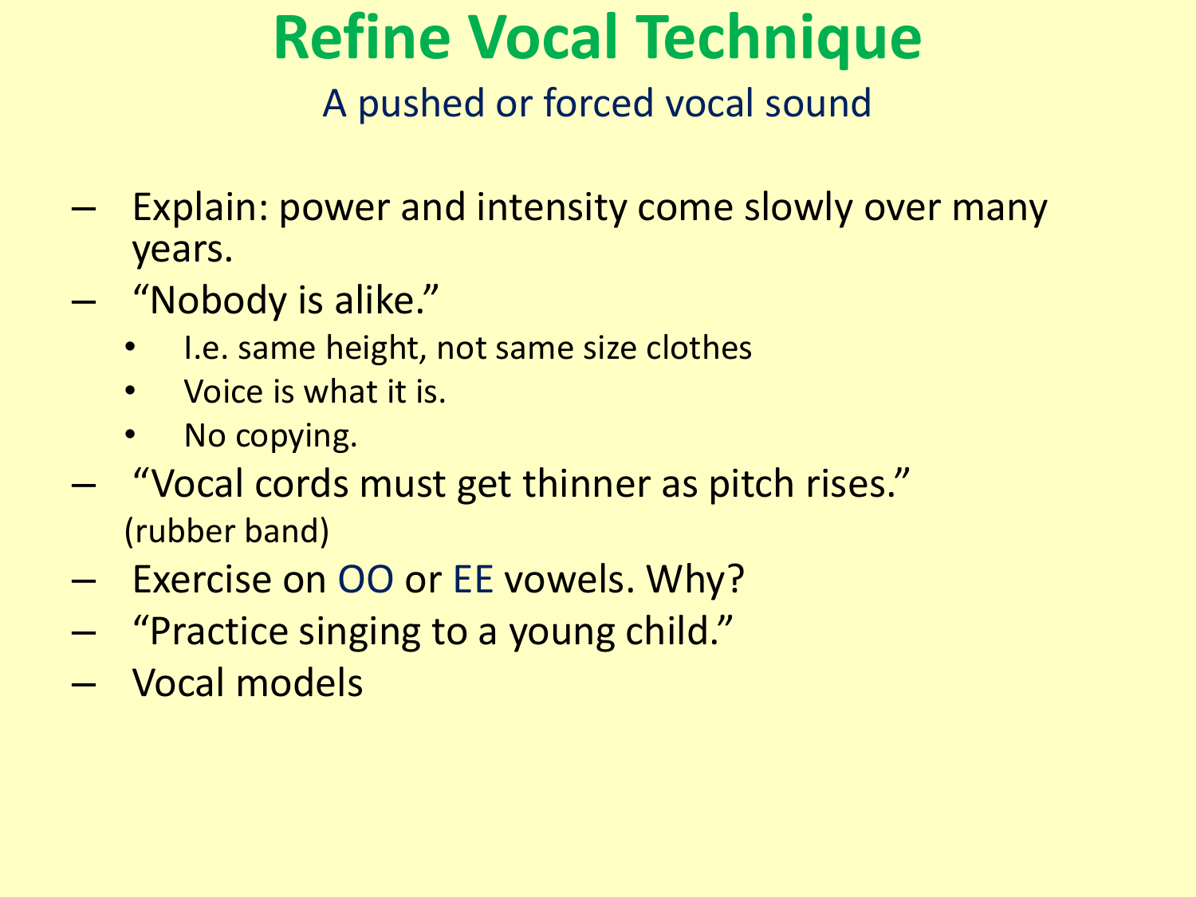# Refine Vocal Technique

A pushed or forced vocal sound

- Explain: power and intensity come slowly over many years.
- “Nobody is alike.”
  - I.e. same height, not same size clothes
  - Voice is what it is.
  - No copying.
- “Vocal cords must get thinner as pitch rises.” (rubber band)
- Exercise on OO or EE vowels. Why?
- “Practice singing to a young child.”
- Vocal models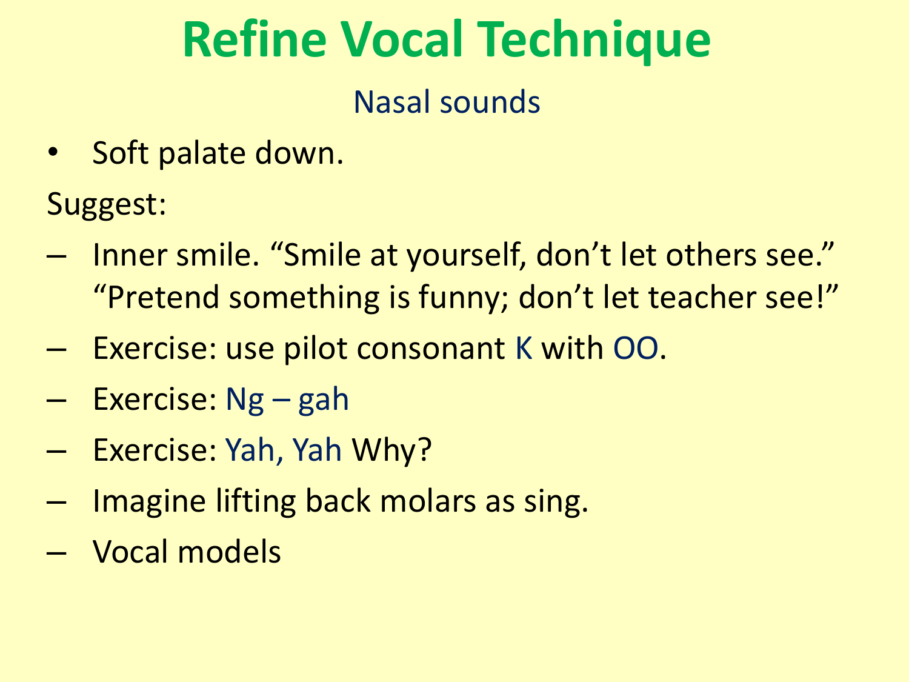# Refine Vocal Technique

## Nasal sounds

- Soft palate down.

Suggest:

- Inner smile. “Smile at yourself, don’t let others see.” “Pretend something is funny; don’t let teacher see!”
- Exercise: use pilot consonant K with OO.
- Exercise: Ng – gah
- Exercise: Yah, Yah Why?
- Imagine lifting back molars as sing.
- Vocal models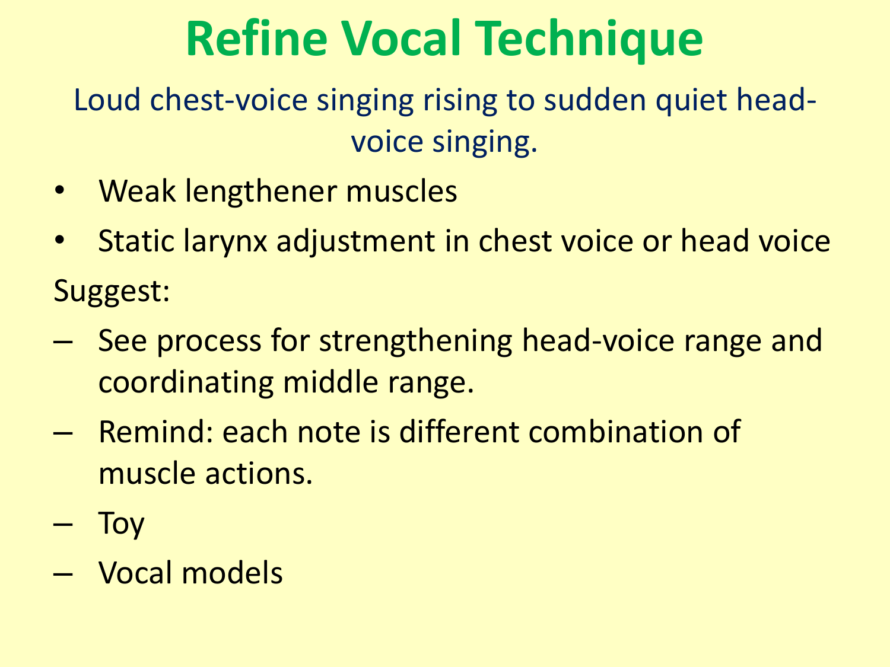# Refine Vocal Technique

Loud chest-voice singing rising to sudden quiet head-voice singing.

- Weak lengthener muscles
- Static larynx adjustment in chest voice or head voice

Suggest:

- See process for strengthening head-voice range and coordinating middle range.
- Remind: each note is different combination of muscle actions.
- Toy
- Vocal models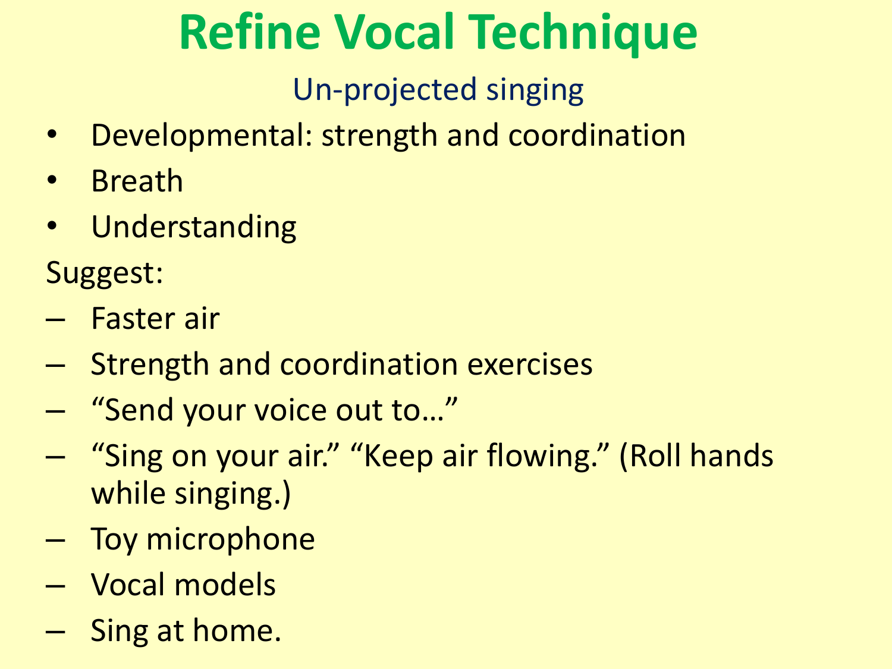# Refine Vocal Technique

## Un-projected singing

- Developmental: strength and coordination
- Breath
- Understanding

Suggest:

- Faster air
- Strength and coordination exercises
- "Send your voice out to…"
- "Sing on your air." "Keep air flowing." (Roll hands while singing.)
- Toy microphone
- Vocal models
- Sing at home.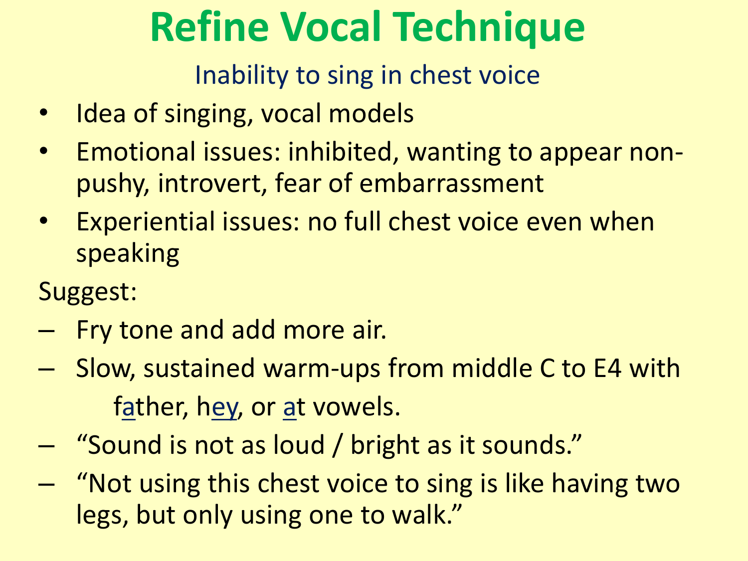# Refine Vocal Technique

## Inability to sing in chest voice

- Idea of singing, vocal models
- Emotional issues: inhibited, wanting to appear non-pushy, introvert, fear of embarrassment
- Experiential issues: no full chest voice even when speaking

Suggest:

- Fry tone and add more air.
- Slow, sustained warm-ups from middle C to E4 with father, hey, or at vowels.
- "Sound is not as loud / bright as it sounds."
- "Not using this chest voice to sing is like having two legs, but only using one to walk."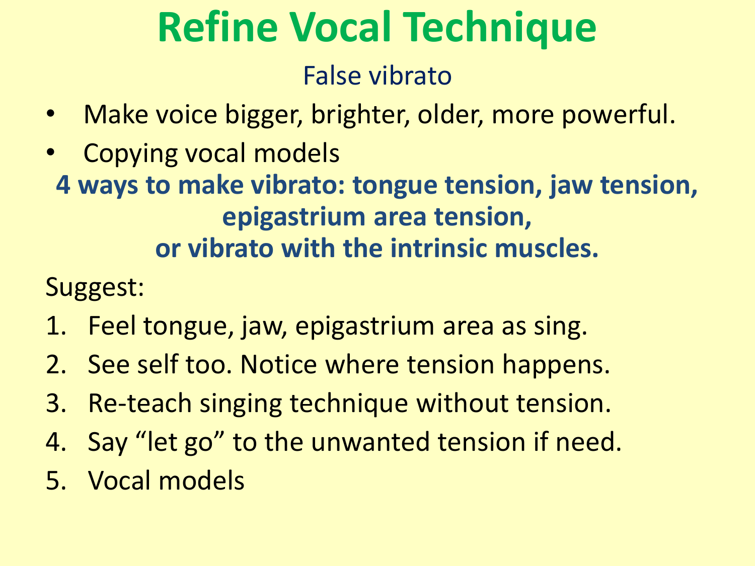# Refine Vocal Technique

False vibrato

- Make voice bigger, brighter, older, more powerful.
- Copying vocal models

**4 ways to make vibrato: tongue tension, jaw tension, epigastrium area tension, or vibrato with the intrinsic muscles.**

Suggest:

1. Feel tongue, jaw, epigastrium area as sing.
2. See self too. Notice where tension happens.
3. Re-teach singing technique without tension.
4. Say "let go" to the unwanted tension if need.
5. Vocal models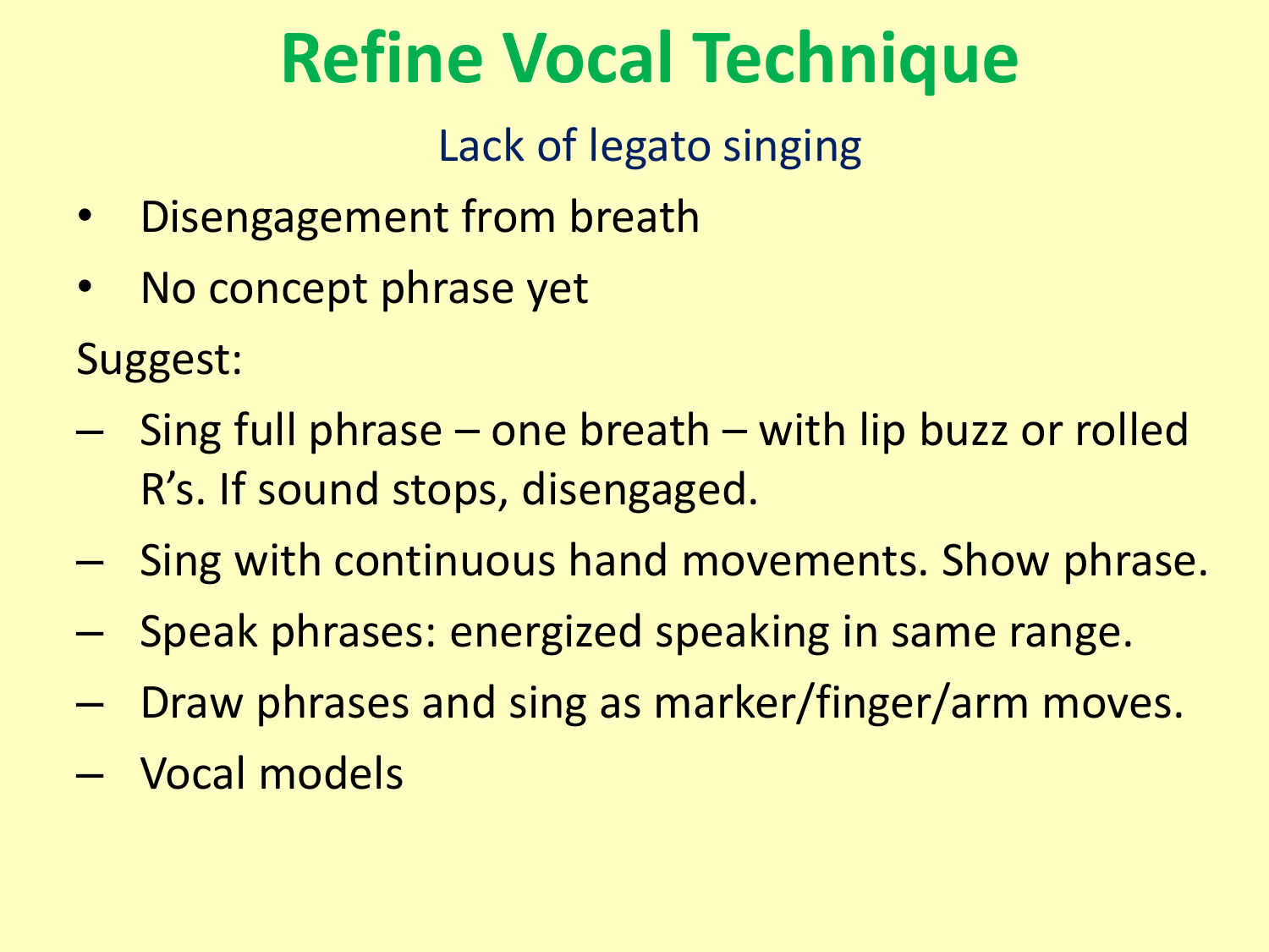# Refine Vocal Technique

## Lack of legato singing

- Disengagement from breath
- No concept phrase yet

Suggest:

- Sing full phrase – one breath – with lip buzz or rolled R's. If sound stops, disengaged.
- Sing with continuous hand movements. Show phrase.
- Speak phrases: energized speaking in same range.
- Draw phrases and sing as marker/finger/arm moves.
- Vocal models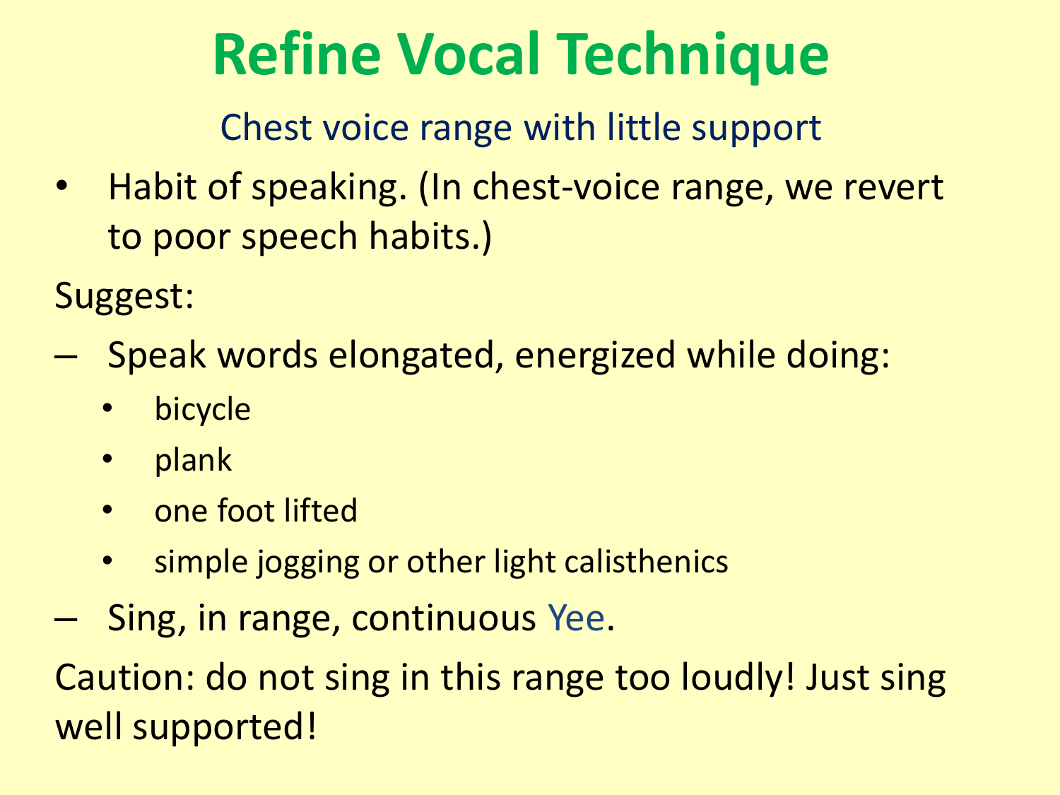# Refine Vocal Technique

## Chest voice range with little support

- Habit of speaking. (In chest-voice range, we revert to poor speech habits.)

Suggest:

- Speak words elongated, energized while doing:
  - bicycle
  - plank
  - one foot lifted
  - simple jogging or other light calisthenics
- Sing, in range, continuous Yee.

Caution: do not sing in this range too loudly! Just sing well supported!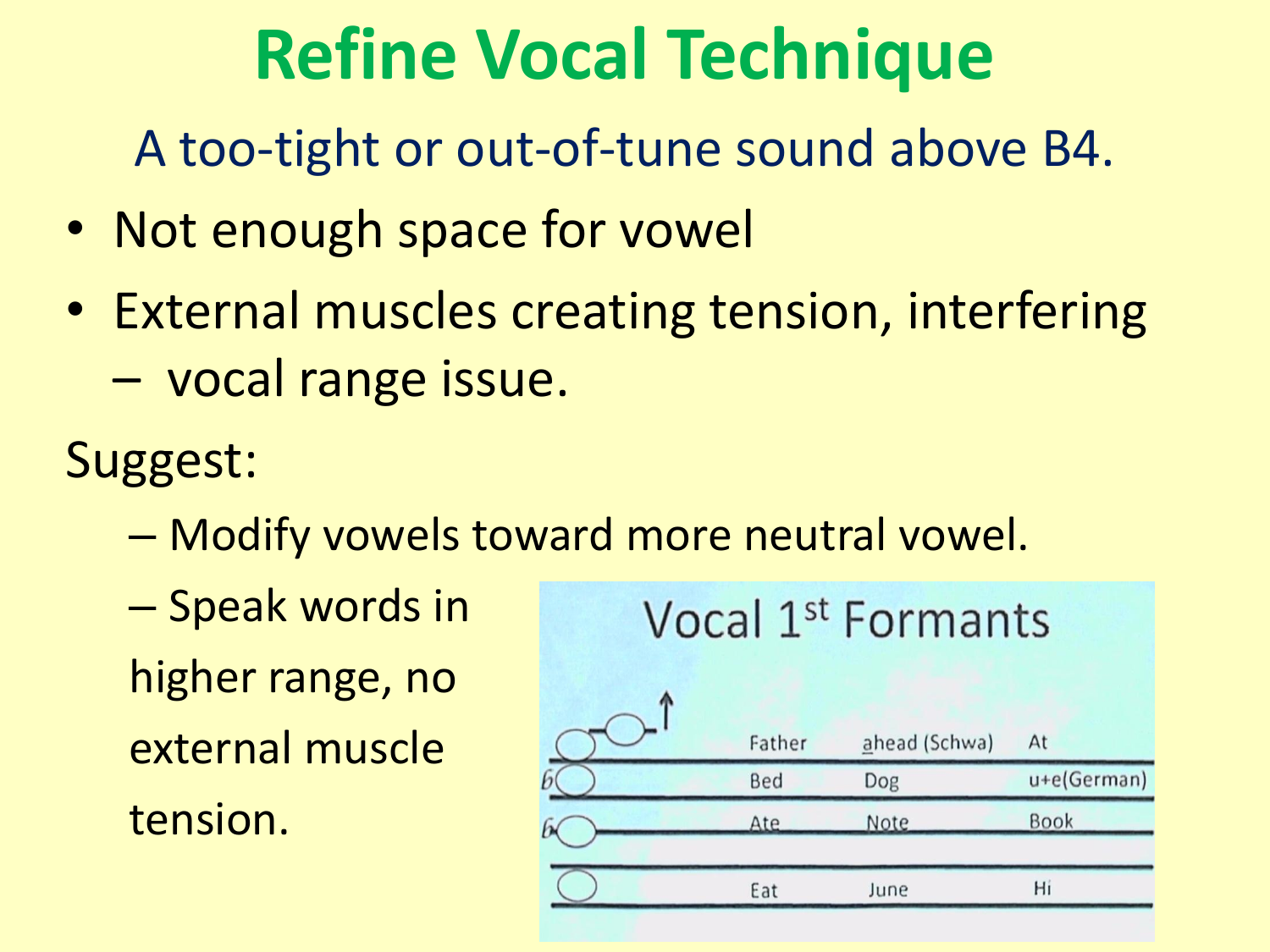# Refine Vocal Technique

A too-tight or out-of-tune sound above B4.

- Not enough space for vowel
- External muscles creating tension, interfering
  – vocal range issue.

Suggest:

– Modify vowels toward more neutral vowel.

– Speak words in higher range, no external muscle tension.

Vocal 1st Formants

| Father | ahead (Schwa) | At |
| --- | --- | --- |
| Bed | Dog | u+e(German) |
| Ate | Note | Book |
| Eat | June | Hi |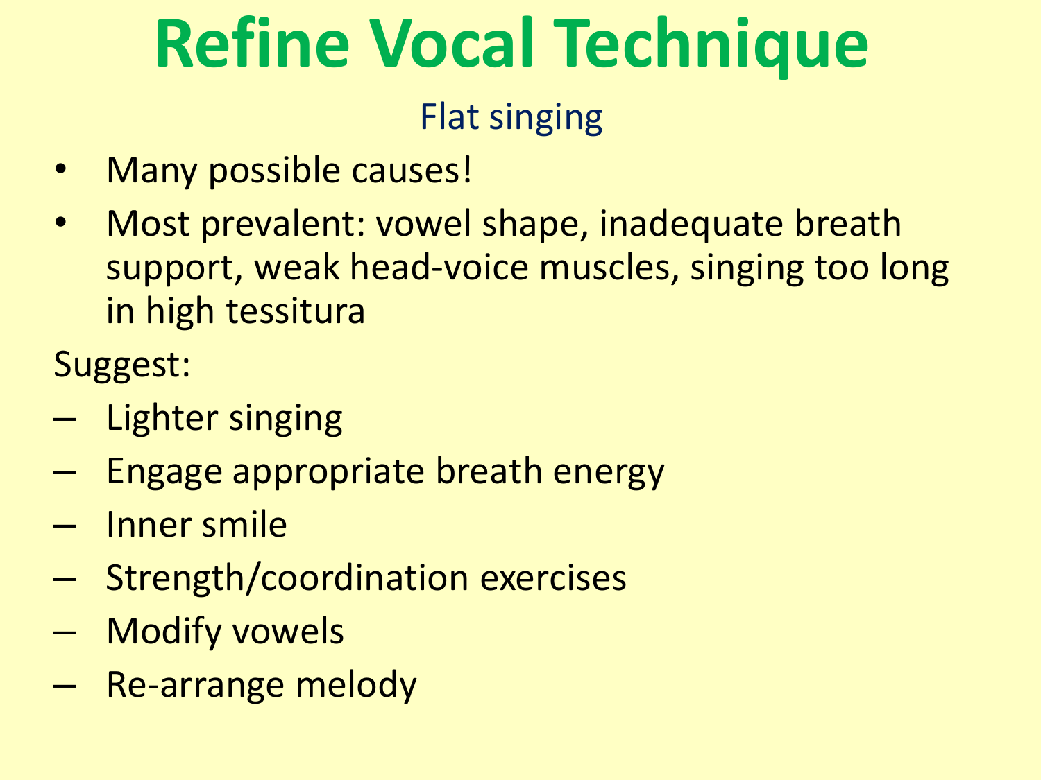# Refine Vocal Technique

## Flat singing

- Many possible causes!
- Most prevalent: vowel shape, inadequate breath support, weak head-voice muscles, singing too long in high tessitura

Suggest:

- Lighter singing
- Engage appropriate breath energy
- Inner smile
- Strength/coordination exercises
- Modify vowels
- Re-arrange melody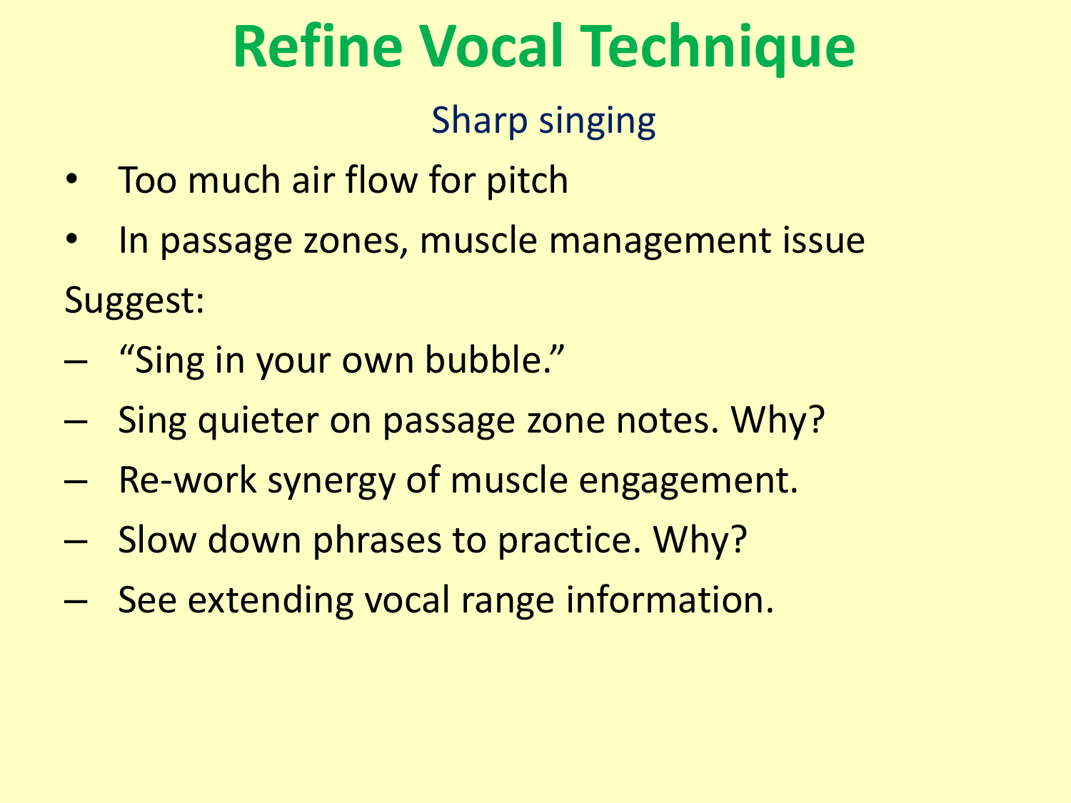# Refine Vocal Technique

## Sharp singing

- Too much air flow for pitch
- In passage zones, muscle management issue

Suggest:

- "Sing in your own bubble."
- Sing quieter on passage zone notes. Why?
- Re-work synergy of muscle engagement.
- Slow down phrases to practice. Why?
- See extending vocal range information.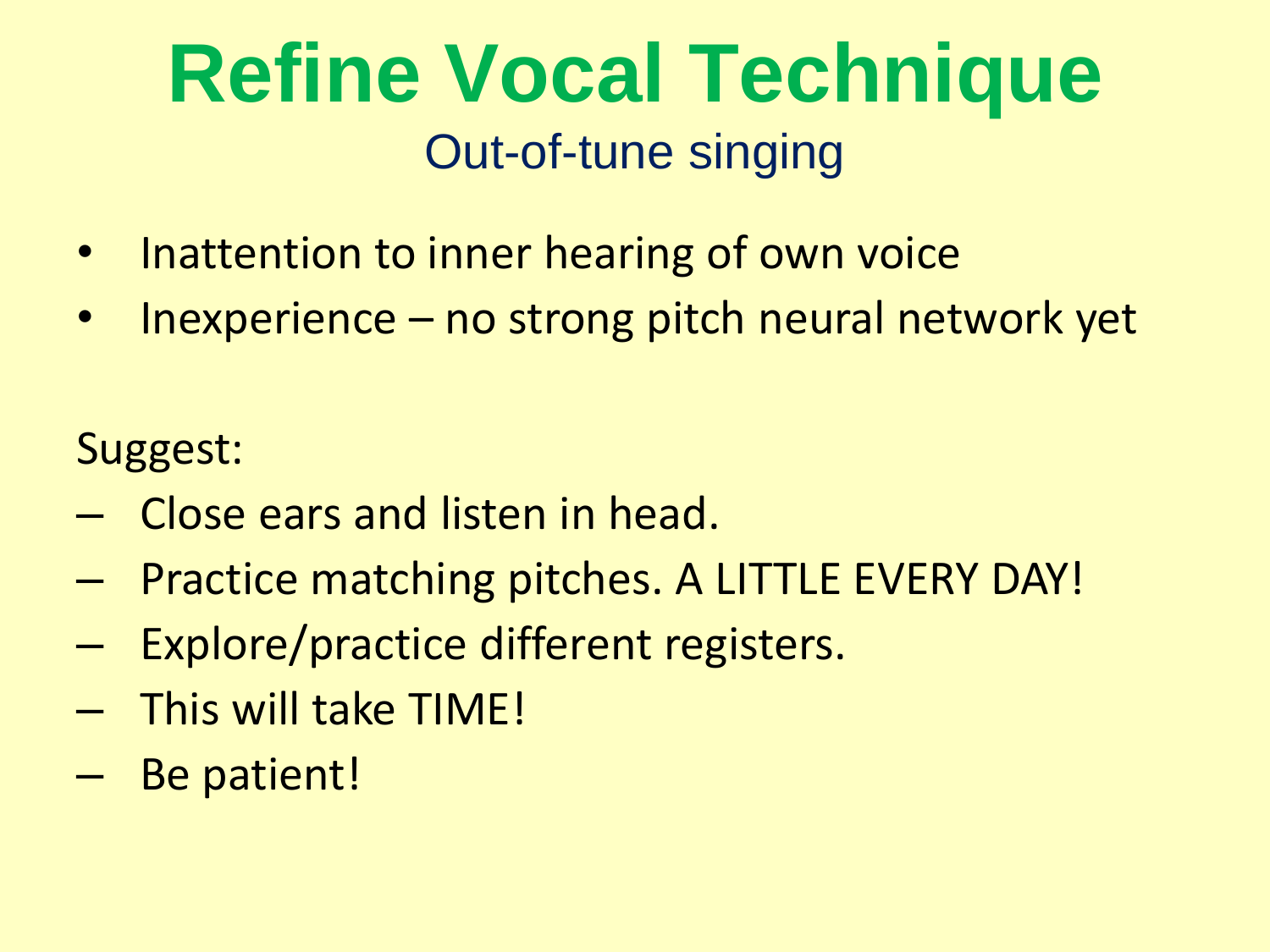# Refine Vocal Technique

## Out-of-tune singing

- Inattention to inner hearing of own voice
- Inexperience – no strong pitch neural network yet

Suggest:

- Close ears and listen in head.
- Practice matching pitches. A LITTLE EVERY DAY!
- Explore/practice different registers.
- This will take TIME!
- Be patient!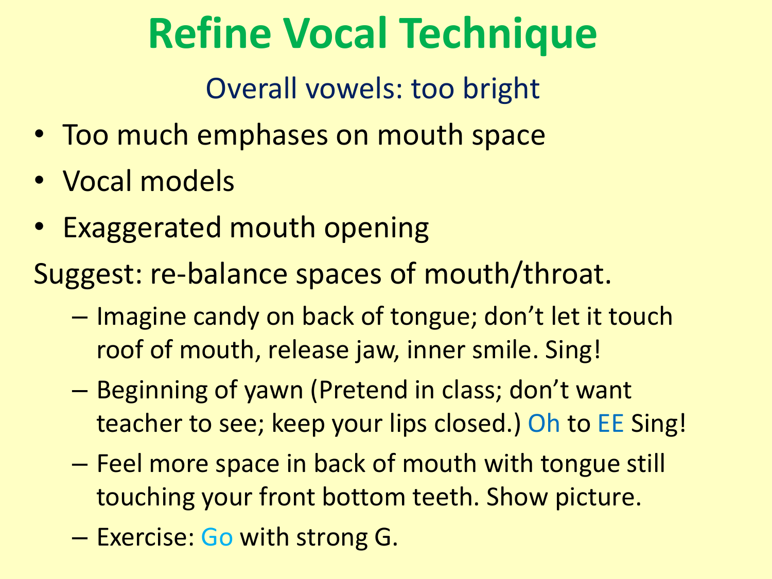# Refine Vocal Technique

## Overall vowels: too bright

- Too much emphases on mouth space
- Vocal models
- Exaggerated mouth opening

Suggest: re-balance spaces of mouth/throat.

- Imagine candy on back of tongue; don't let it touch roof of mouth, release jaw, inner smile. Sing!
- Beginning of yawn (Pretend in class; don't want teacher to see; keep your lips closed.) Oh to EE Sing!
- Feel more space in back of mouth with tongue still touching your front bottom teeth. Show picture.
- Exercise: Go with strong G.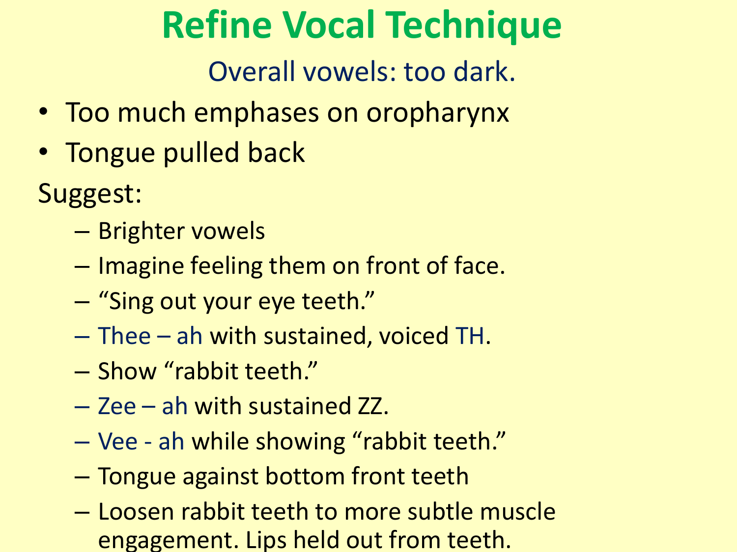# Refine Vocal Technique

Overall vowels: too dark.

- Too much emphases on oropharynx
- Tongue pulled back

Suggest:

- Brighter vowels
- Imagine feeling them on front of face.
- "Sing out your eye teeth."
- Thee – ah with sustained, voiced TH.
- Show "rabbit teeth."
- Zee – ah with sustained ZZ.
- Vee - ah while showing "rabbit teeth."
- Tongue against bottom front teeth
- Loosen rabbit teeth to more subtle muscle engagement. Lips held out from teeth.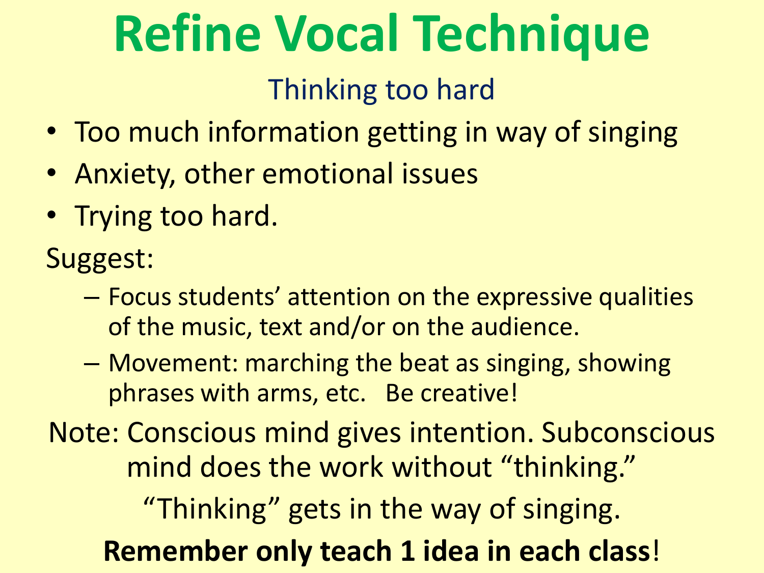# Refine Vocal Technique

## Thinking too hard

- Too much information getting in way of singing
- Anxiety, other emotional issues
- Trying too hard.

Suggest:

- Focus students' attention on the expressive qualities of the music, text and/or on the audience.
- Movement: marching the beat as singing, showing phrases with arms, etc. Be creative!

Note: Conscious mind gives intention. Subconscious mind does the work without "thinking."

"Thinking" gets in the way of singing.

**Remember only teach 1 idea in each class**!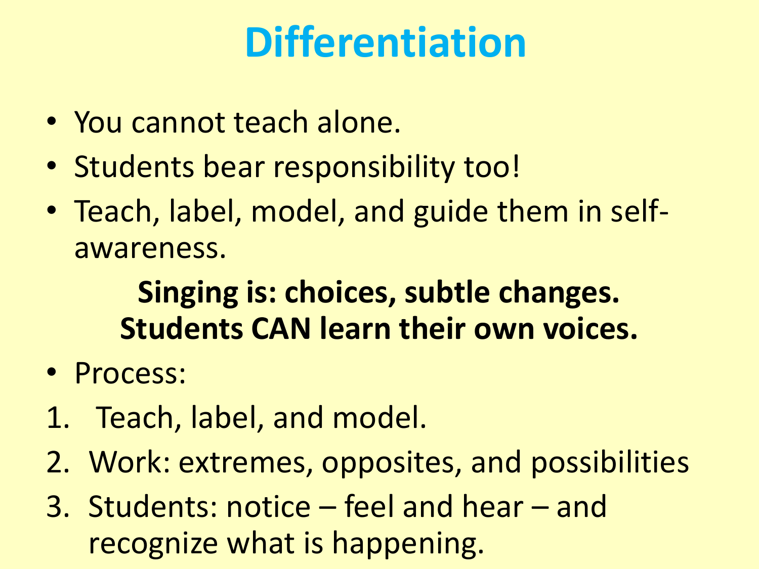# Differentiation

- You cannot teach alone.
- Students bear responsibility too!
- Teach, label, model, and guide them in self-awareness.

**Singing is: choices, subtle changes.**
**Students CAN learn their own voices.**

- Process:

1. Teach, label, and model.
2. Work: extremes, opposites, and possibilities
3. Students: notice – feel and hear – and recognize what is happening.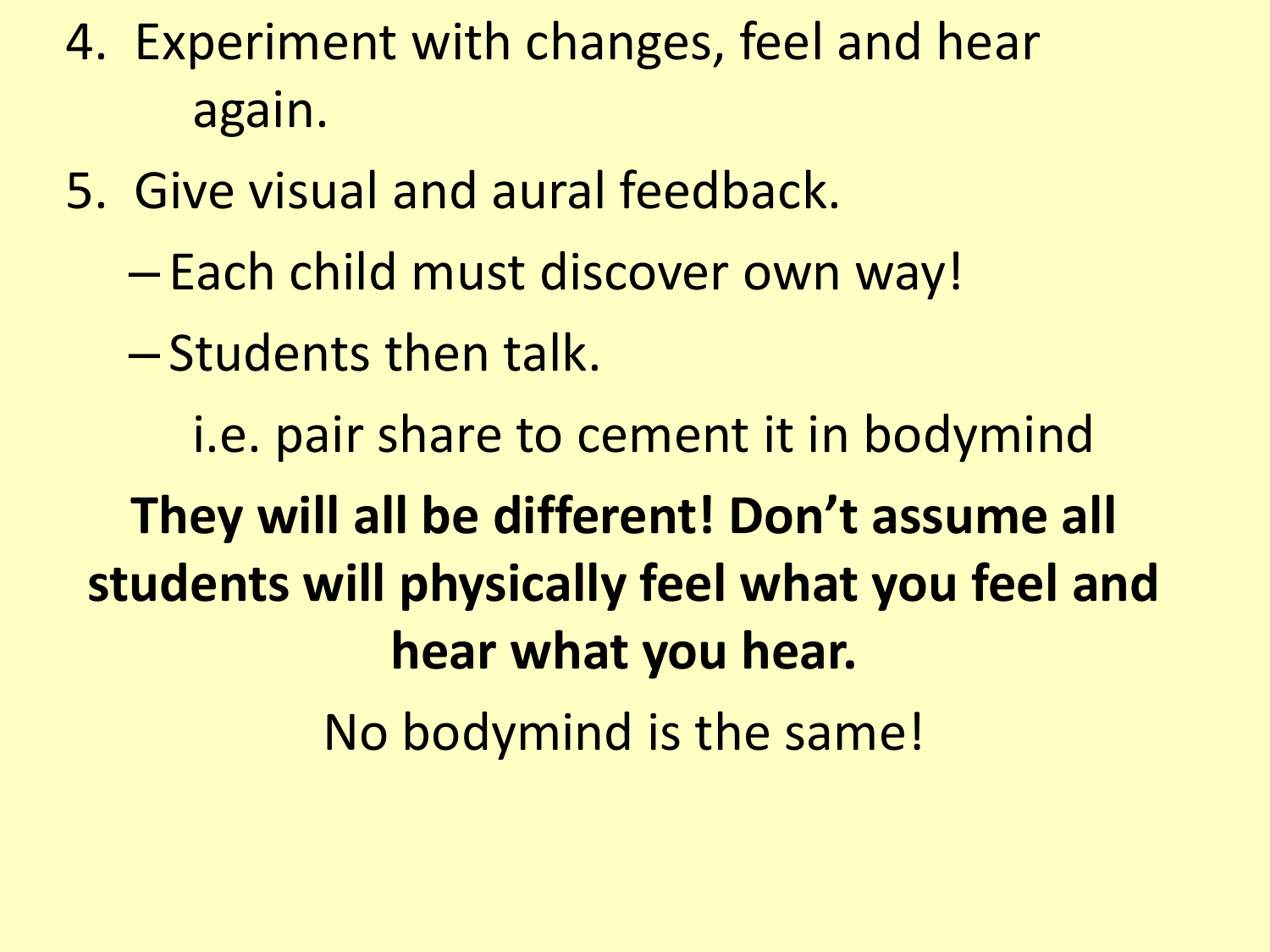4. Experiment with changes, feel and hear again.
5. Give visual and aural feedback.
   - Each child must discover own way!
   - Students then talk.

     i.e. pair share to cement it in bodymind

**They will all be different! Don't assume all students will physically feel what you feel and hear what you hear.**

No bodymind is the same!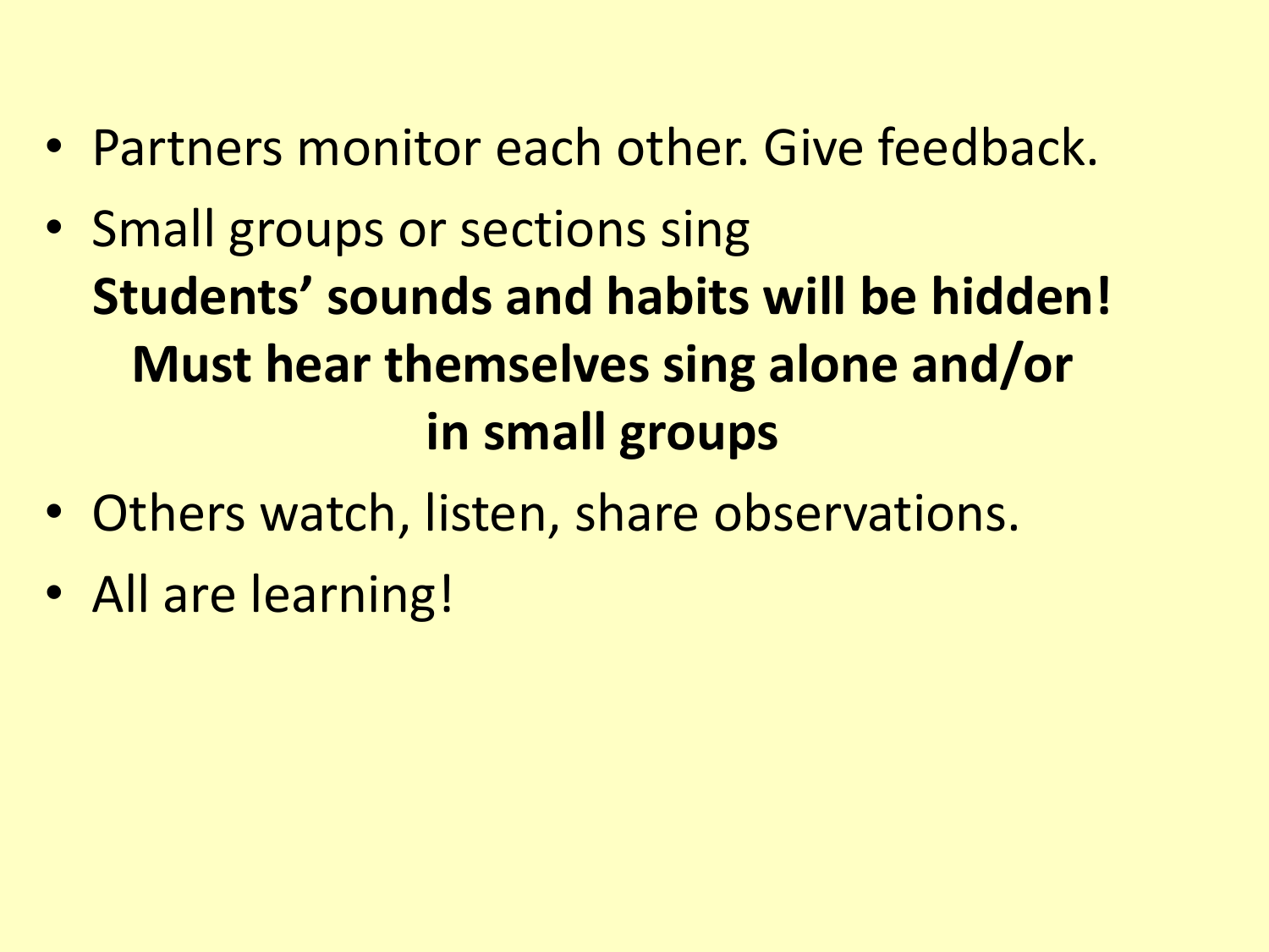- Partners monitor each other. Give feedback.
- Small groups or sections sing

  **Students' sounds and habits will be hidden!**

  **Must hear themselves sing alone and/or in small groups**
- Others watch, listen, share observations.
- All are learning!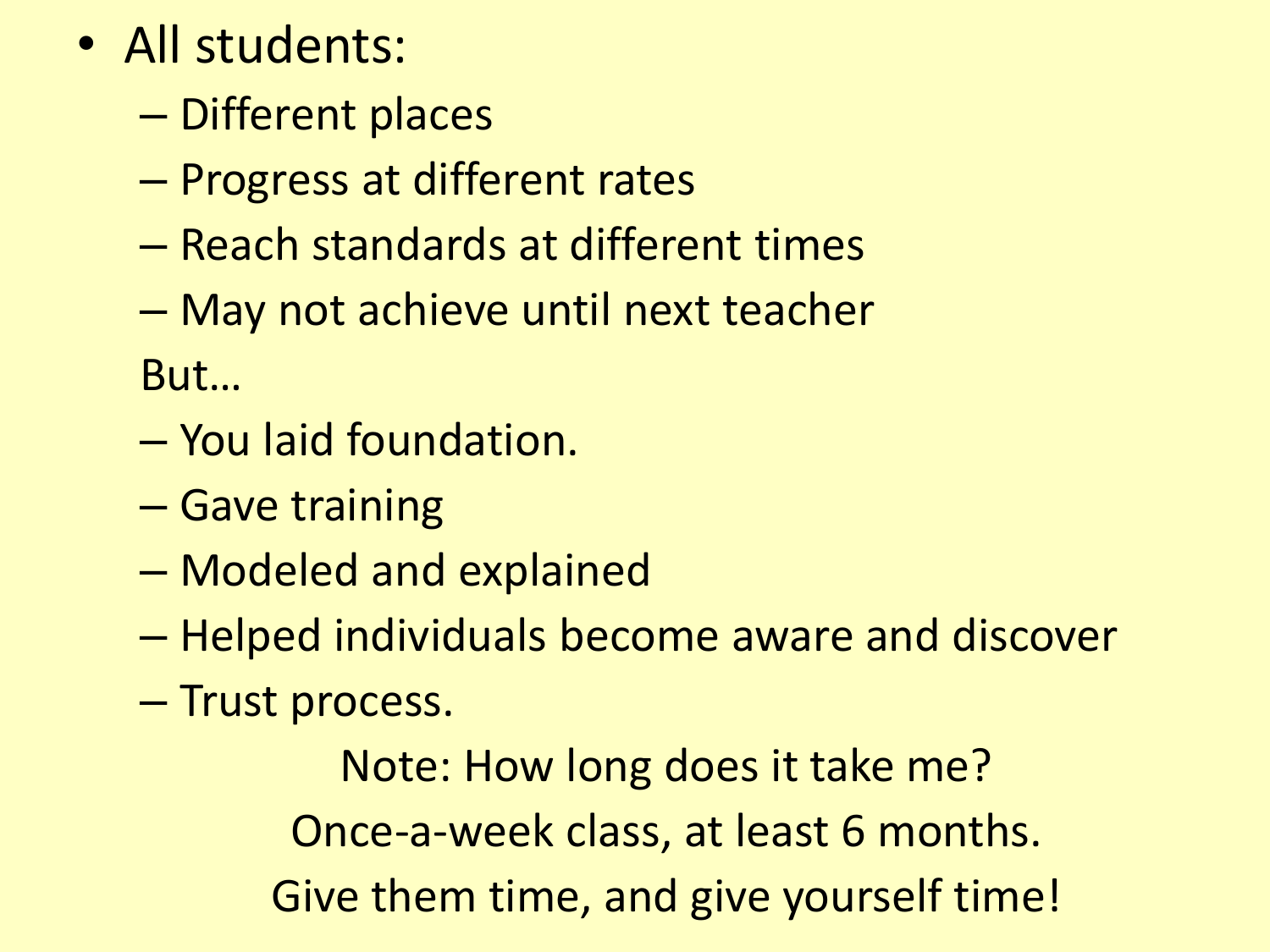- All students:
  - Different places
  - Progress at different rates
  - Reach standards at different times
  - May not achieve until next teacher

  But…

  - You laid foundation.
  - Gave training
  - Modeled and explained
  - Helped individuals become aware and discover
  - Trust process.

Note: How long does it take me?

Once-a-week class, at least 6 months.

Give them time, and give yourself time!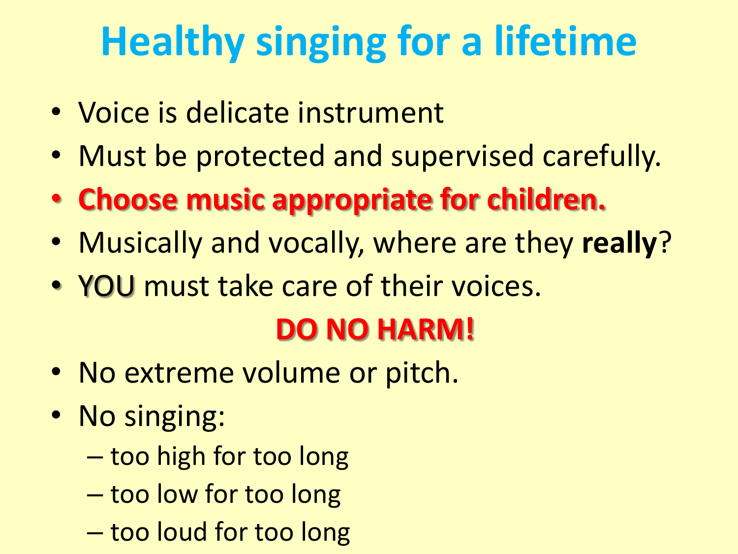# Healthy singing for a lifetime

- Voice is delicate instrument
- Must be protected and supervised carefully.
- **Choose music appropriate for children.**
- Musically and vocally, where are they **really**?
- YOU must take care of their voices.

**DO NO HARM!**

- No extreme volume or pitch.
- No singing:
  - too high for too long
  - too low for too long
  - too loud for too long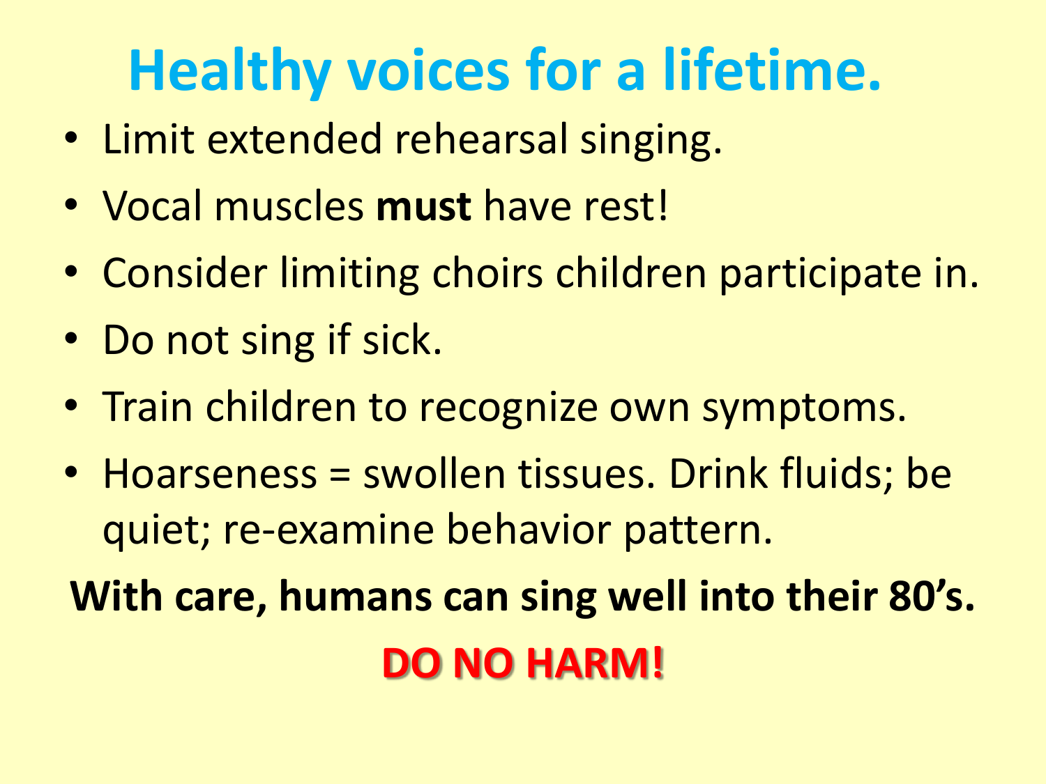# Healthy voices for a lifetime.

- Limit extended rehearsal singing.
- Vocal muscles **must** have rest!
- Consider limiting choirs children participate in.
- Do not sing if sick.
- Train children to recognize own symptoms.
- Hoarseness = swollen tissues. Drink fluids; be quiet; re-examine behavior pattern.

**With care, humans can sing well into their 80's.**

**DO NO HARM!**